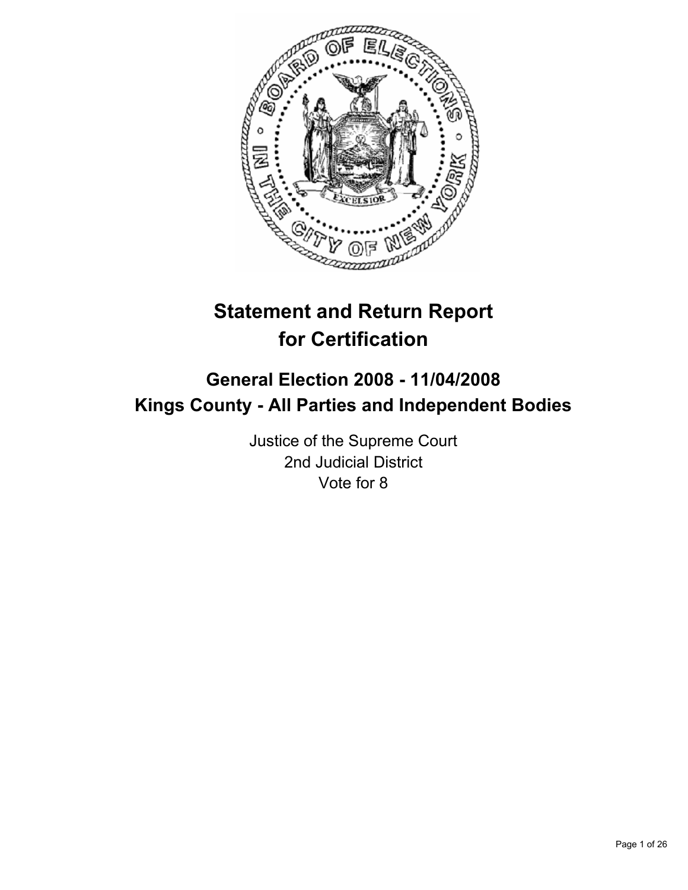# Statement and Return Report for Certification

## General Election 2008 - 11/04/2008
## Kings County - All Parties and Independent Bodies

Justice of the Supreme Court
2nd Judicial District
Vote for 8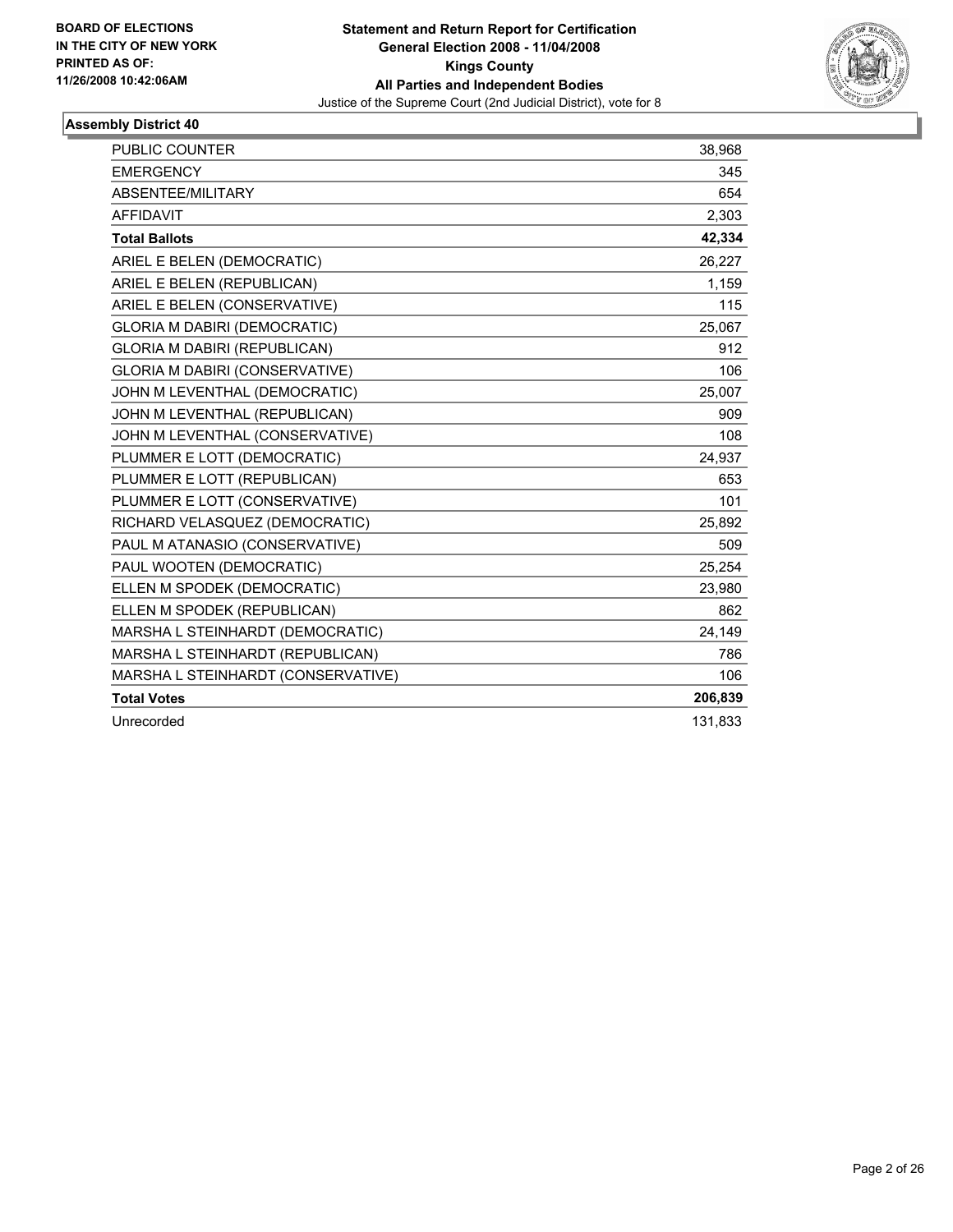**BOARD OF ELECTIONS IN THE CITY OF NEW YORK PRINTED AS OF: 11/26/2008 10:42:06AM**

# Statement and Return Report for Certification
## General Election 2008 - 11/04/2008
## Kings County
## All Parties and Independent Bodies
Justice of the Supreme Court (2nd Judicial District), vote for 8

### Assembly District 40

| | |
|---|---|
| PUBLIC COUNTER | 38,968 |
| EMERGENCY | 345 |
| ABSENTEE/MILITARY | 654 |
| AFFIDAVIT | 2,303 |
| **Total Ballots** | **42,334** |
| ARIEL E BELEN (DEMOCRATIC) | 26,227 |
| ARIEL E BELEN (REPUBLICAN) | 1,159 |
| ARIEL E BELEN (CONSERVATIVE) | 115 |
| GLORIA M DABIRI (DEMOCRATIC) | 25,067 |
| GLORIA M DABIRI (REPUBLICAN) | 912 |
| GLORIA M DABIRI (CONSERVATIVE) | 106 |
| JOHN M LEVENTHAL (DEMOCRATIC) | 25,007 |
| JOHN M LEVENTHAL (REPUBLICAN) | 909 |
| JOHN M LEVENTHAL (CONSERVATIVE) | 108 |
| PLUMMER E LOTT (DEMOCRATIC) | 24,937 |
| PLUMMER E LOTT (REPUBLICAN) | 653 |
| PLUMMER E LOTT (CONSERVATIVE) | 101 |
| RICHARD VELASQUEZ (DEMOCRATIC) | 25,892 |
| PAUL M ATANASIO (CONSERVATIVE) | 509 |
| PAUL WOOTEN (DEMOCRATIC) | 25,254 |
| ELLEN M SPODEK (DEMOCRATIC) | 23,980 |
| ELLEN M SPODEK (REPUBLICAN) | 862 |
| MARSHA L STEINHARDT (DEMOCRATIC) | 24,149 |
| MARSHA L STEINHARDT (REPUBLICAN) | 786 |
| MARSHA L STEINHARDT (CONSERVATIVE) | 106 |
| **Total Votes** | **206,839** |
| Unrecorded | 131,833 |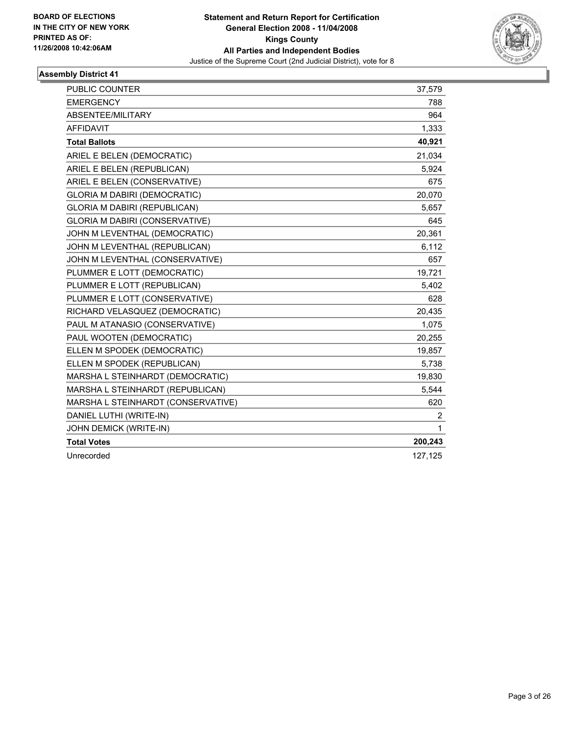BOARD OF ELECTIONS
IN THE CITY OF NEW YORK
PRINTED AS OF:
11/26/2008 10:42:06AM

**Statement and Return Report for Certification**
**General Election 2008 - 11/04/2008**
**Kings County**
**All Parties and Independent Bodies**
Justice of the Supreme Court (2nd Judicial District), vote for 8

## Assembly District 41

| | |
|---|---|
| PUBLIC COUNTER | 37,579 |
| EMERGENCY | 788 |
| ABSENTEE/MILITARY | 964 |
| AFFIDAVIT | 1,333 |
| **Total Ballots** | **40,921** |
| ARIEL E BELEN (DEMOCRATIC) | 21,034 |
| ARIEL E BELEN (REPUBLICAN) | 5,924 |
| ARIEL E BELEN (CONSERVATIVE) | 675 |
| GLORIA M DABIRI (DEMOCRATIC) | 20,070 |
| GLORIA M DABIRI (REPUBLICAN) | 5,657 |
| GLORIA M DABIRI (CONSERVATIVE) | 645 |
| JOHN M LEVENTHAL (DEMOCRATIC) | 20,361 |
| JOHN M LEVENTHAL (REPUBLICAN) | 6,112 |
| JOHN M LEVENTHAL (CONSERVATIVE) | 657 |
| PLUMMER E LOTT (DEMOCRATIC) | 19,721 |
| PLUMMER E LOTT (REPUBLICAN) | 5,402 |
| PLUMMER E LOTT (CONSERVATIVE) | 628 |
| RICHARD VELASQUEZ (DEMOCRATIC) | 20,435 |
| PAUL M ATANASIO (CONSERVATIVE) | 1,075 |
| PAUL WOOTEN (DEMOCRATIC) | 20,255 |
| ELLEN M SPODEK (DEMOCRATIC) | 19,857 |
| ELLEN M SPODEK (REPUBLICAN) | 5,738 |
| MARSHA L STEINHARDT (DEMOCRATIC) | 19,830 |
| MARSHA L STEINHARDT (REPUBLICAN) | 5,544 |
| MARSHA L STEINHARDT (CONSERVATIVE) | 620 |
| DANIEL LUTHI (WRITE-IN) | 2 |
| JOHN DEMICK (WRITE-IN) | 1 |
| **Total Votes** | **200,243** |
| Unrecorded | 127,125 |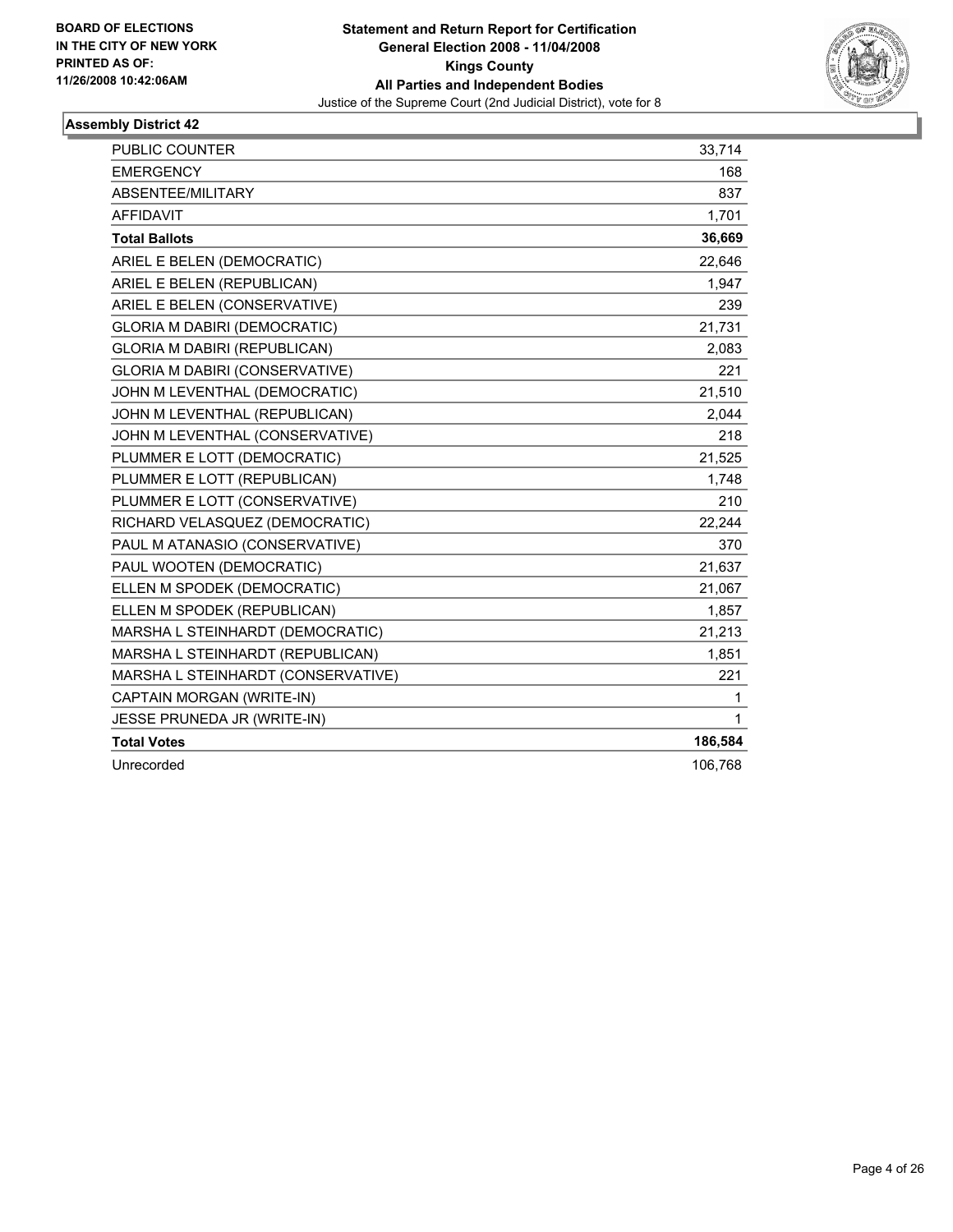**BOARD OF ELECTIONS IN THE CITY OF NEW YORK PRINTED AS OF: 11/26/2008 10:42:06AM**

**Statement and Return Report for Certification General Election 2008 - 11/04/2008 Kings County All Parties and Independent Bodies**
Justice of the Supreme Court (2nd Judicial District), vote for 8

## Assembly District 42

| | |
|---|---|
| PUBLIC COUNTER | 33,714 |
| EMERGENCY | 168 |
| ABSENTEE/MILITARY | 837 |
| AFFIDAVIT | 1,701 |
| **Total Ballots** | **36,669** |
| ARIEL E BELEN (DEMOCRATIC) | 22,646 |
| ARIEL E BELEN (REPUBLICAN) | 1,947 |
| ARIEL E BELEN (CONSERVATIVE) | 239 |
| GLORIA M DABIRI (DEMOCRATIC) | 21,731 |
| GLORIA M DABIRI (REPUBLICAN) | 2,083 |
| GLORIA M DABIRI (CONSERVATIVE) | 221 |
| JOHN M LEVENTHAL (DEMOCRATIC) | 21,510 |
| JOHN M LEVENTHAL (REPUBLICAN) | 2,044 |
| JOHN M LEVENTHAL (CONSERVATIVE) | 218 |
| PLUMMER E LOTT (DEMOCRATIC) | 21,525 |
| PLUMMER E LOTT (REPUBLICAN) | 1,748 |
| PLUMMER E LOTT (CONSERVATIVE) | 210 |
| RICHARD VELASQUEZ (DEMOCRATIC) | 22,244 |
| PAUL M ATANASIO (CONSERVATIVE) | 370 |
| PAUL WOOTEN (DEMOCRATIC) | 21,637 |
| ELLEN M SPODEK (DEMOCRATIC) | 21,067 |
| ELLEN M SPODEK (REPUBLICAN) | 1,857 |
| MARSHA L STEINHARDT (DEMOCRATIC) | 21,213 |
| MARSHA L STEINHARDT (REPUBLICAN) | 1,851 |
| MARSHA L STEINHARDT (CONSERVATIVE) | 221 |
| CAPTAIN MORGAN (WRITE-IN) | 1 |
| JESSE PRUNEDA JR (WRITE-IN) | 1 |
| **Total Votes** | **186,584** |
| Unrecorded | 106,768 |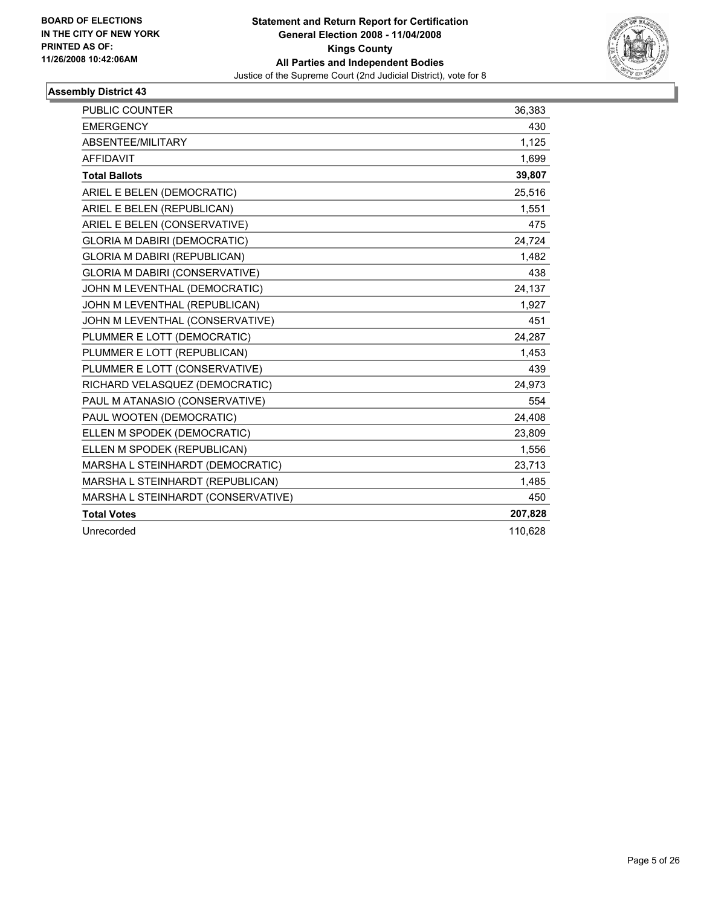**BOARD OF ELECTIONS IN THE CITY OF NEW YORK PRINTED AS OF: 11/26/2008 10:42:06AM**

# Statement and Return Report for Certification
## General Election 2008 - 11/04/2008
## Kings County
## All Parties and Independent Bodies
Justice of the Supreme Court (2nd Judicial District), vote for 8

### Assembly District 43

| | |
|---|---|
| PUBLIC COUNTER | 36,383 |
| EMERGENCY | 430 |
| ABSENTEE/MILITARY | 1,125 |
| AFFIDAVIT | 1,699 |
| **Total Ballots** | **39,807** |
| ARIEL E BELEN (DEMOCRATIC) | 25,516 |
| ARIEL E BELEN (REPUBLICAN) | 1,551 |
| ARIEL E BELEN (CONSERVATIVE) | 475 |
| GLORIA M DABIRI (DEMOCRATIC) | 24,724 |
| GLORIA M DABIRI (REPUBLICAN) | 1,482 |
| GLORIA M DABIRI (CONSERVATIVE) | 438 |
| JOHN M LEVENTHAL (DEMOCRATIC) | 24,137 |
| JOHN M LEVENTHAL (REPUBLICAN) | 1,927 |
| JOHN M LEVENTHAL (CONSERVATIVE) | 451 |
| PLUMMER E LOTT (DEMOCRATIC) | 24,287 |
| PLUMMER E LOTT (REPUBLICAN) | 1,453 |
| PLUMMER E LOTT (CONSERVATIVE) | 439 |
| RICHARD VELASQUEZ (DEMOCRATIC) | 24,973 |
| PAUL M ATANASIO (CONSERVATIVE) | 554 |
| PAUL WOOTEN (DEMOCRATIC) | 24,408 |
| ELLEN M SPODEK (DEMOCRATIC) | 23,809 |
| ELLEN M SPODEK (REPUBLICAN) | 1,556 |
| MARSHA L STEINHARDT (DEMOCRATIC) | 23,713 |
| MARSHA L STEINHARDT (REPUBLICAN) | 1,485 |
| MARSHA L STEINHARDT (CONSERVATIVE) | 450 |
| **Total Votes** | **207,828** |
| Unrecorded | 110,628 |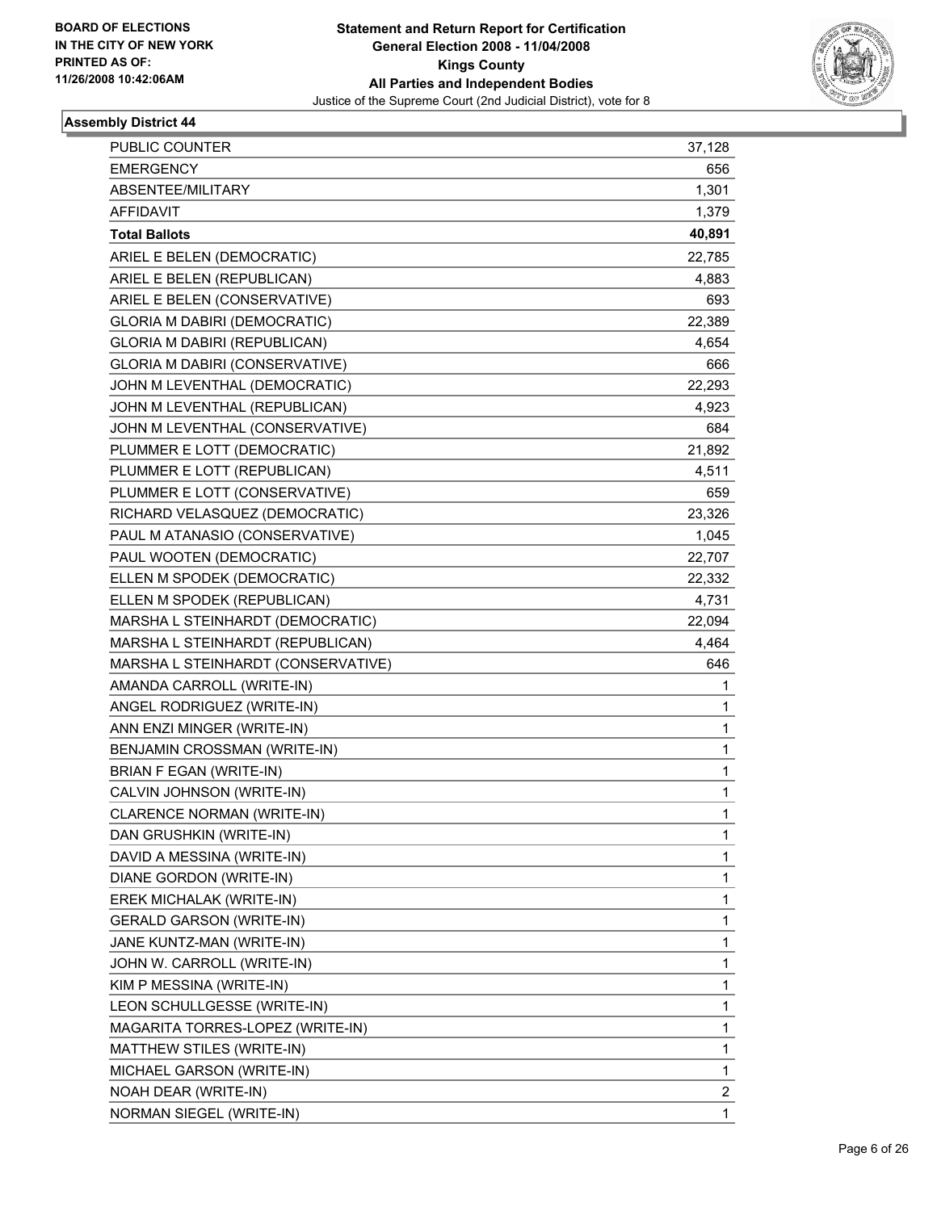BOARD OF ELECTIONS
IN THE CITY OF NEW YORK
PRINTED AS OF:
11/26/2008 10:42:06AM

**Statement and Return Report for Certification**
**General Election 2008 - 11/04/2008**
**Kings County**
**All Parties and Independent Bodies**
Justice of the Supreme Court (2nd Judicial District), vote for 8

### Assembly District 44

| | |
|---|---|
| PUBLIC COUNTER | 37,128 |
| EMERGENCY | 656 |
| ABSENTEE/MILITARY | 1,301 |
| AFFIDAVIT | 1,379 |
| **Total Ballots** | **40,891** |
| ARIEL E BELEN (DEMOCRATIC) | 22,785 |
| ARIEL E BELEN (REPUBLICAN) | 4,883 |
| ARIEL E BELEN (CONSERVATIVE) | 693 |
| GLORIA M DABIRI (DEMOCRATIC) | 22,389 |
| GLORIA M DABIRI (REPUBLICAN) | 4,654 |
| GLORIA M DABIRI (CONSERVATIVE) | 666 |
| JOHN M LEVENTHAL (DEMOCRATIC) | 22,293 |
| JOHN M LEVENTHAL (REPUBLICAN) | 4,923 |
| JOHN M LEVENTHAL (CONSERVATIVE) | 684 |
| PLUMMER E LOTT (DEMOCRATIC) | 21,892 |
| PLUMMER E LOTT (REPUBLICAN) | 4,511 |
| PLUMMER E LOTT (CONSERVATIVE) | 659 |
| RICHARD VELASQUEZ (DEMOCRATIC) | 23,326 |
| PAUL M ATANASIO (CONSERVATIVE) | 1,045 |
| PAUL WOOTEN (DEMOCRATIC) | 22,707 |
| ELLEN M SPODEK (DEMOCRATIC) | 22,332 |
| ELLEN M SPODEK (REPUBLICAN) | 4,731 |
| MARSHA L STEINHARDT (DEMOCRATIC) | 22,094 |
| MARSHA L STEINHARDT (REPUBLICAN) | 4,464 |
| MARSHA L STEINHARDT (CONSERVATIVE) | 646 |
| AMANDA CARROLL (WRITE-IN) | 1 |
| ANGEL RODRIGUEZ (WRITE-IN) | 1 |
| ANN ENZI MINGER (WRITE-IN) | 1 |
| BENJAMIN CROSSMAN (WRITE-IN) | 1 |
| BRIAN F EGAN (WRITE-IN) | 1 |
| CALVIN JOHNSON (WRITE-IN) | 1 |
| CLARENCE NORMAN (WRITE-IN) | 1 |
| DAN GRUSHKIN (WRITE-IN) | 1 |
| DAVID A MESSINA (WRITE-IN) | 1 |
| DIANE GORDON (WRITE-IN) | 1 |
| EREK MICHALAK (WRITE-IN) | 1 |
| GERALD GARSON (WRITE-IN) | 1 |
| JANE KUNTZ-MAN (WRITE-IN) | 1 |
| JOHN W. CARROLL (WRITE-IN) | 1 |
| KIM P MESSINA (WRITE-IN) | 1 |
| LEON SCHULLGESSE (WRITE-IN) | 1 |
| MAGARITA TORRES-LOPEZ (WRITE-IN) | 1 |
| MATTHEW STILES (WRITE-IN) | 1 |
| MICHAEL GARSON (WRITE-IN) | 1 |
| NOAH DEAR (WRITE-IN) | 2 |
| NORMAN SIEGEL (WRITE-IN) | 1 |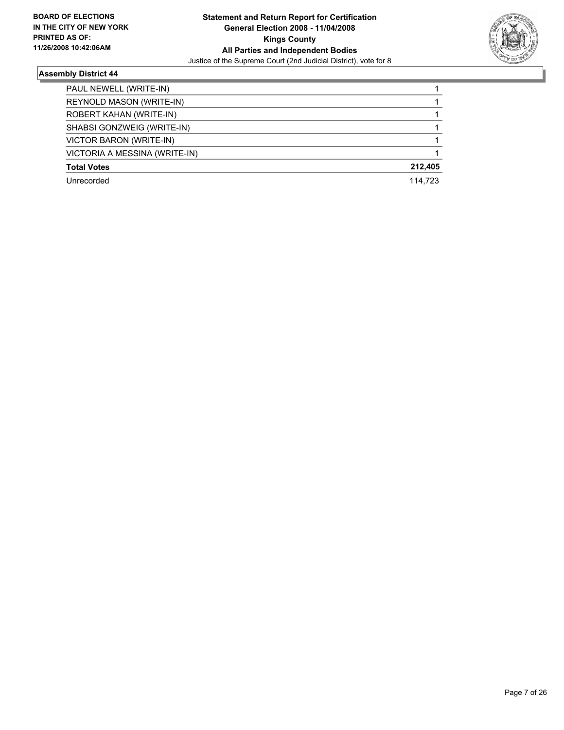**BOARD OF ELECTIONS IN THE CITY OF NEW YORK PRINTED AS OF: 11/26/2008 10:42:06AM**

**Statement and Return Report for Certification**
**General Election 2008 - 11/04/2008**
**Kings County**
**All Parties and Independent Bodies**
Justice of the Supreme Court (2nd Judicial District), vote for 8

## Assembly District 44

| | |
|---|---|
| PAUL NEWELL (WRITE-IN) | 1 |
| REYNOLD MASON (WRITE-IN) | 1 |
| ROBERT KAHAN (WRITE-IN) | 1 |
| SHABSI GONZWEIG (WRITE-IN) | 1 |
| VICTOR BARON (WRITE-IN) | 1 |
| VICTORIA A MESSINA (WRITE-IN) | 1 |
| **Total Votes** | **212,405** |
| Unrecorded | 114,723 |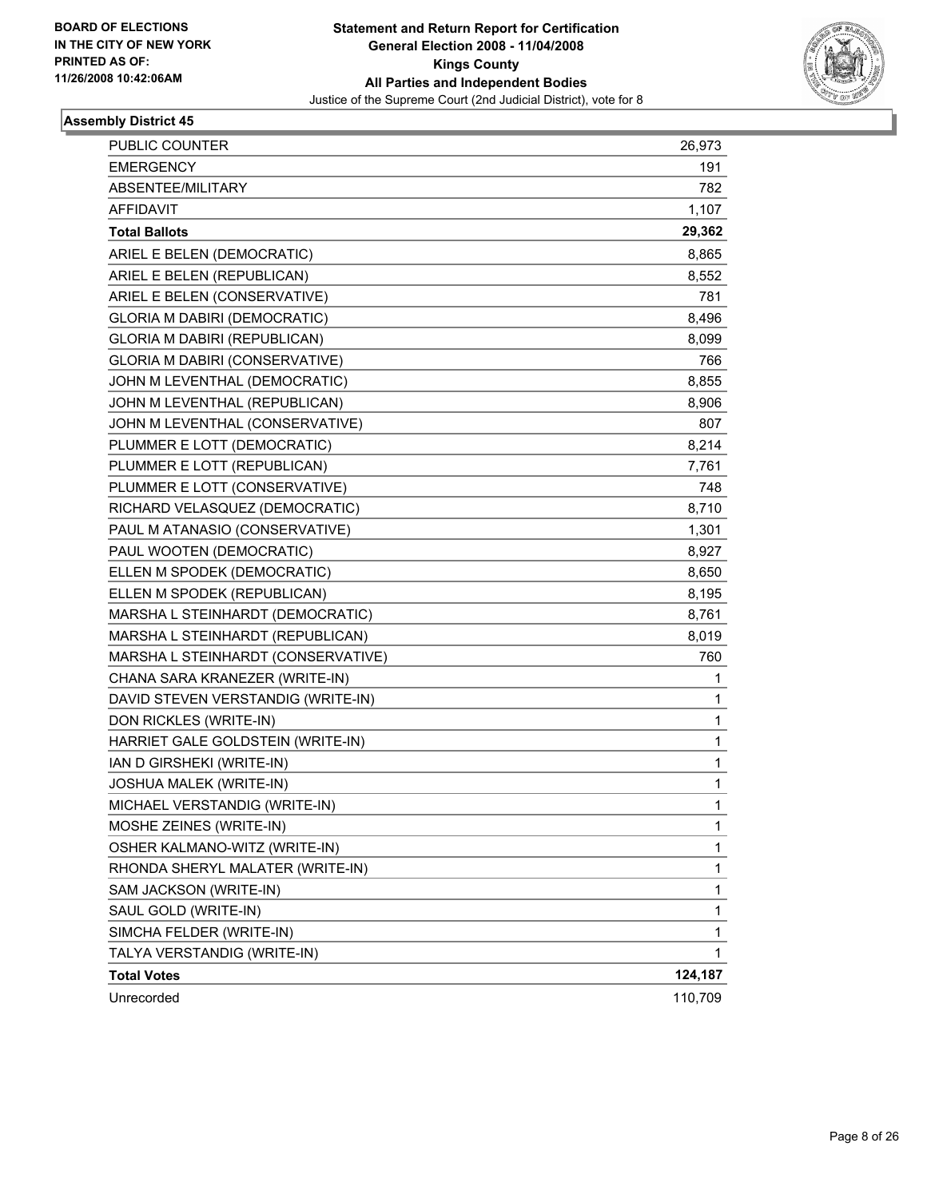BOARD OF ELECTIONS
IN THE CITY OF NEW YORK
PRINTED AS OF:
11/26/2008 10:42:06AM

**Statement and Return Report for Certification**
**General Election 2008 - 11/04/2008**
**Kings County**
**All Parties and Independent Bodies**
Justice of the Supreme Court (2nd Judicial District), vote for 8

## Assembly District 45

| | |
|---|---|
| PUBLIC COUNTER | 26,973 |
| EMERGENCY | 191 |
| ABSENTEE/MILITARY | 782 |
| AFFIDAVIT | 1,107 |
| **Total Ballots** | **29,362** |
| ARIEL E BELEN (DEMOCRATIC) | 8,865 |
| ARIEL E BELEN (REPUBLICAN) | 8,552 |
| ARIEL E BELEN (CONSERVATIVE) | 781 |
| GLORIA M DABIRI (DEMOCRATIC) | 8,496 |
| GLORIA M DABIRI (REPUBLICAN) | 8,099 |
| GLORIA M DABIRI (CONSERVATIVE) | 766 |
| JOHN M LEVENTHAL (DEMOCRATIC) | 8,855 |
| JOHN M LEVENTHAL (REPUBLICAN) | 8,906 |
| JOHN M LEVENTHAL (CONSERVATIVE) | 807 |
| PLUMMER E LOTT (DEMOCRATIC) | 8,214 |
| PLUMMER E LOTT (REPUBLICAN) | 7,761 |
| PLUMMER E LOTT (CONSERVATIVE) | 748 |
| RICHARD VELASQUEZ (DEMOCRATIC) | 8,710 |
| PAUL M ATANASIO (CONSERVATIVE) | 1,301 |
| PAUL WOOTEN (DEMOCRATIC) | 8,927 |
| ELLEN M SPODEK (DEMOCRATIC) | 8,650 |
| ELLEN M SPODEK (REPUBLICAN) | 8,195 |
| MARSHA L STEINHARDT (DEMOCRATIC) | 8,761 |
| MARSHA L STEINHARDT (REPUBLICAN) | 8,019 |
| MARSHA L STEINHARDT (CONSERVATIVE) | 760 |
| CHANA SARA KRANEZER (WRITE-IN) | 1 |
| DAVID STEVEN VERSTANDIG (WRITE-IN) | 1 |
| DON RICKLES (WRITE-IN) | 1 |
| HARRIET GALE GOLDSTEIN (WRITE-IN) | 1 |
| IAN D GIRSHEKI (WRITE-IN) | 1 |
| JOSHUA MALEK (WRITE-IN) | 1 |
| MICHAEL VERSTANDIG (WRITE-IN) | 1 |
| MOSHE ZEINES (WRITE-IN) | 1 |
| OSHER KALMANO-WITZ (WRITE-IN) | 1 |
| RHONDA SHERYL MALATER (WRITE-IN) | 1 |
| SAM JACKSON (WRITE-IN) | 1 |
| SAUL GOLD (WRITE-IN) | 1 |
| SIMCHA FELDER (WRITE-IN) | 1 |
| TALYA VERSTANDIG (WRITE-IN) | 1 |
| **Total Votes** | **124,187** |
| Unrecorded | 110,709 |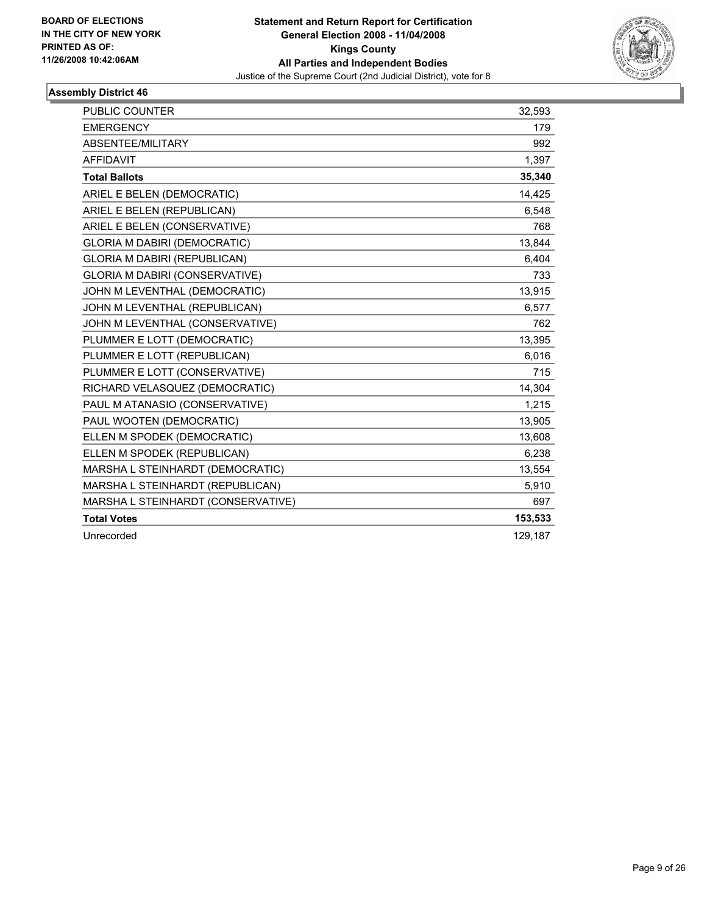**BOARD OF ELECTIONS IN THE CITY OF NEW YORK**
**PRINTED AS OF: 11/26/2008 10:42:06AM**

**Statement and Return Report for Certification**
**General Election 2008 - 11/04/2008**
**Kings County**
**All Parties and Independent Bodies**
Justice of the Supreme Court (2nd Judicial District), vote for 8

## Assembly District 46

| | |
|---|---|
| PUBLIC COUNTER | 32,593 |
| EMERGENCY | 179 |
| ABSENTEE/MILITARY | 992 |
| AFFIDAVIT | 1,397 |
| **Total Ballots** | **35,340** |
| ARIEL E BELEN (DEMOCRATIC) | 14,425 |
| ARIEL E BELEN (REPUBLICAN) | 6,548 |
| ARIEL E BELEN (CONSERVATIVE) | 768 |
| GLORIA M DABIRI (DEMOCRATIC) | 13,844 |
| GLORIA M DABIRI (REPUBLICAN) | 6,404 |
| GLORIA M DABIRI (CONSERVATIVE) | 733 |
| JOHN M LEVENTHAL (DEMOCRATIC) | 13,915 |
| JOHN M LEVENTHAL (REPUBLICAN) | 6,577 |
| JOHN M LEVENTHAL (CONSERVATIVE) | 762 |
| PLUMMER E LOTT (DEMOCRATIC) | 13,395 |
| PLUMMER E LOTT (REPUBLICAN) | 6,016 |
| PLUMMER E LOTT (CONSERVATIVE) | 715 |
| RICHARD VELASQUEZ (DEMOCRATIC) | 14,304 |
| PAUL M ATANASIO (CONSERVATIVE) | 1,215 |
| PAUL WOOTEN (DEMOCRATIC) | 13,905 |
| ELLEN M SPODEK (DEMOCRATIC) | 13,608 |
| ELLEN M SPODEK (REPUBLICAN) | 6,238 |
| MARSHA L STEINHARDT (DEMOCRATIC) | 13,554 |
| MARSHA L STEINHARDT (REPUBLICAN) | 5,910 |
| MARSHA L STEINHARDT (CONSERVATIVE) | 697 |
| **Total Votes** | **153,533** |
| Unrecorded | 129,187 |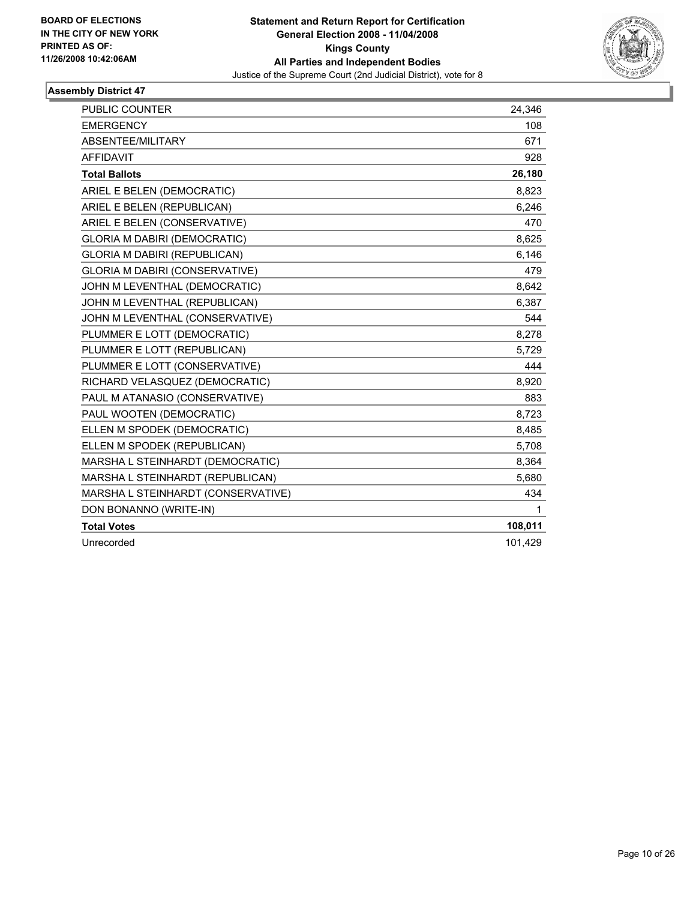**BOARD OF ELECTIONS IN THE CITY OF NEW YORK PRINTED AS OF: 11/26/2008 10:42:06AM**

**Statement and Return Report for Certification General Election 2008 - 11/04/2008 Kings County All Parties and Independent Bodies**

Justice of the Supreme Court (2nd Judicial District), vote for 8

## Assembly District 47

| | |
|---|---|
| PUBLIC COUNTER | 24,346 |
| EMERGENCY | 108 |
| ABSENTEE/MILITARY | 671 |
| AFFIDAVIT | 928 |
| **Total Ballots** | **26,180** |
| ARIEL E BELEN (DEMOCRATIC) | 8,823 |
| ARIEL E BELEN (REPUBLICAN) | 6,246 |
| ARIEL E BELEN (CONSERVATIVE) | 470 |
| GLORIA M DABIRI (DEMOCRATIC) | 8,625 |
| GLORIA M DABIRI (REPUBLICAN) | 6,146 |
| GLORIA M DABIRI (CONSERVATIVE) | 479 |
| JOHN M LEVENTHAL (DEMOCRATIC) | 8,642 |
| JOHN M LEVENTHAL (REPUBLICAN) | 6,387 |
| JOHN M LEVENTHAL (CONSERVATIVE) | 544 |
| PLUMMER E LOTT (DEMOCRATIC) | 8,278 |
| PLUMMER E LOTT (REPUBLICAN) | 5,729 |
| PLUMMER E LOTT (CONSERVATIVE) | 444 |
| RICHARD VELASQUEZ (DEMOCRATIC) | 8,920 |
| PAUL M ATANASIO (CONSERVATIVE) | 883 |
| PAUL WOOTEN (DEMOCRATIC) | 8,723 |
| ELLEN M SPODEK (DEMOCRATIC) | 8,485 |
| ELLEN M SPODEK (REPUBLICAN) | 5,708 |
| MARSHA L STEINHARDT (DEMOCRATIC) | 8,364 |
| MARSHA L STEINHARDT (REPUBLICAN) | 5,680 |
| MARSHA L STEINHARDT (CONSERVATIVE) | 434 |
| DON BONANNO (WRITE-IN) | 1 |
| **Total Votes** | **108,011** |
| Unrecorded | 101,429 |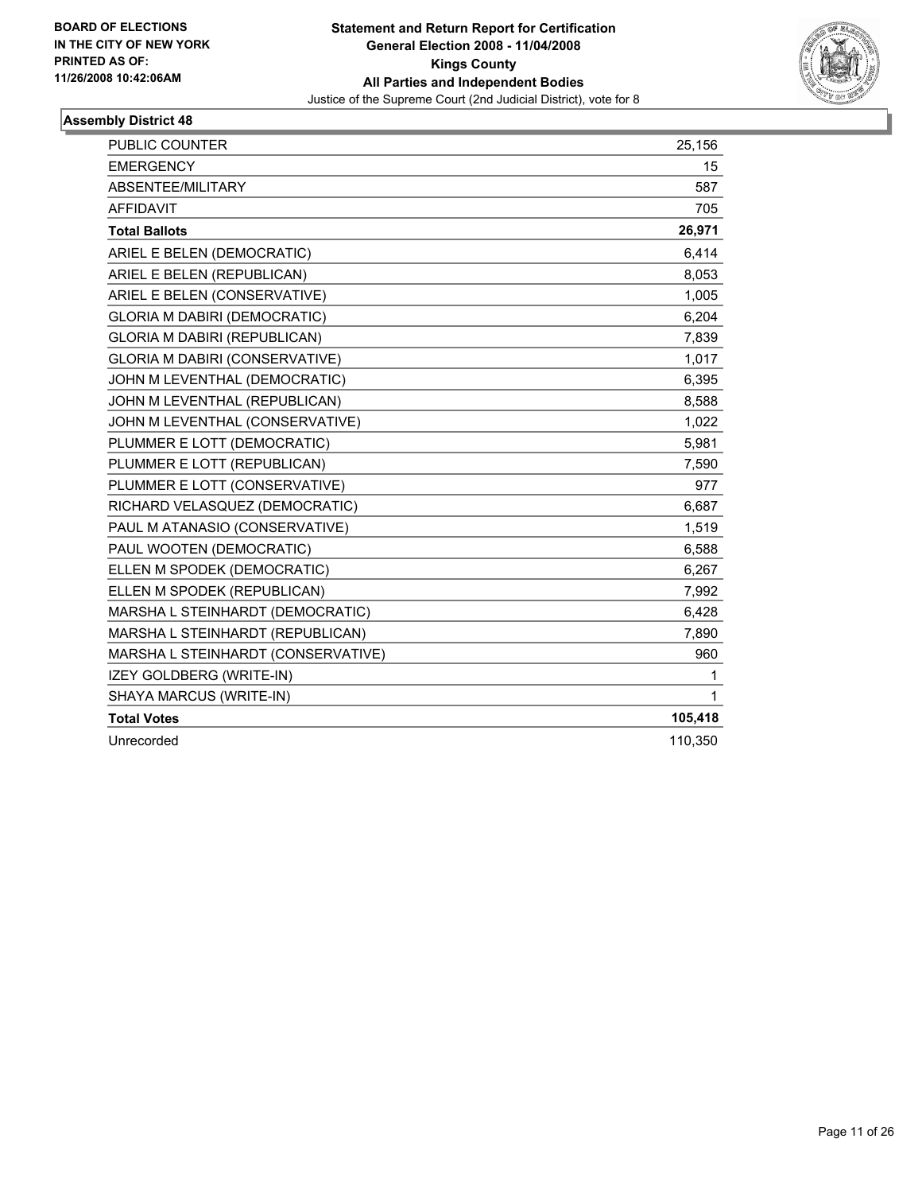BOARD OF ELECTIONS
IN THE CITY OF NEW YORK
PRINTED AS OF:
11/26/2008 10:42:06AM

**Statement and Return Report for Certification**
**General Election 2008 - 11/04/2008**
**Kings County**
**All Parties and Independent Bodies**
Justice of the Supreme Court (2nd Judicial District), vote for 8

## Assembly District 48

| | |
|---|---|
| PUBLIC COUNTER | 25,156 |
| EMERGENCY | 15 |
| ABSENTEE/MILITARY | 587 |
| AFFIDAVIT | 705 |
| **Total Ballots** | **26,971** |
| ARIEL E BELEN (DEMOCRATIC) | 6,414 |
| ARIEL E BELEN (REPUBLICAN) | 8,053 |
| ARIEL E BELEN (CONSERVATIVE) | 1,005 |
| GLORIA M DABIRI (DEMOCRATIC) | 6,204 |
| GLORIA M DABIRI (REPUBLICAN) | 7,839 |
| GLORIA M DABIRI (CONSERVATIVE) | 1,017 |
| JOHN M LEVENTHAL (DEMOCRATIC) | 6,395 |
| JOHN M LEVENTHAL (REPUBLICAN) | 8,588 |
| JOHN M LEVENTHAL (CONSERVATIVE) | 1,022 |
| PLUMMER E LOTT (DEMOCRATIC) | 5,981 |
| PLUMMER E LOTT (REPUBLICAN) | 7,590 |
| PLUMMER E LOTT (CONSERVATIVE) | 977 |
| RICHARD VELASQUEZ (DEMOCRATIC) | 6,687 |
| PAUL M ATANASIO (CONSERVATIVE) | 1,519 |
| PAUL WOOTEN (DEMOCRATIC) | 6,588 |
| ELLEN M SPODEK (DEMOCRATIC) | 6,267 |
| ELLEN M SPODEK (REPUBLICAN) | 7,992 |
| MARSHA L STEINHARDT (DEMOCRATIC) | 6,428 |
| MARSHA L STEINHARDT (REPUBLICAN) | 7,890 |
| MARSHA L STEINHARDT (CONSERVATIVE) | 960 |
| IZEY GOLDBERG (WRITE-IN) | 1 |
| SHAYA MARCUS (WRITE-IN) | 1 |
| **Total Votes** | **105,418** |
| Unrecorded | 110,350 |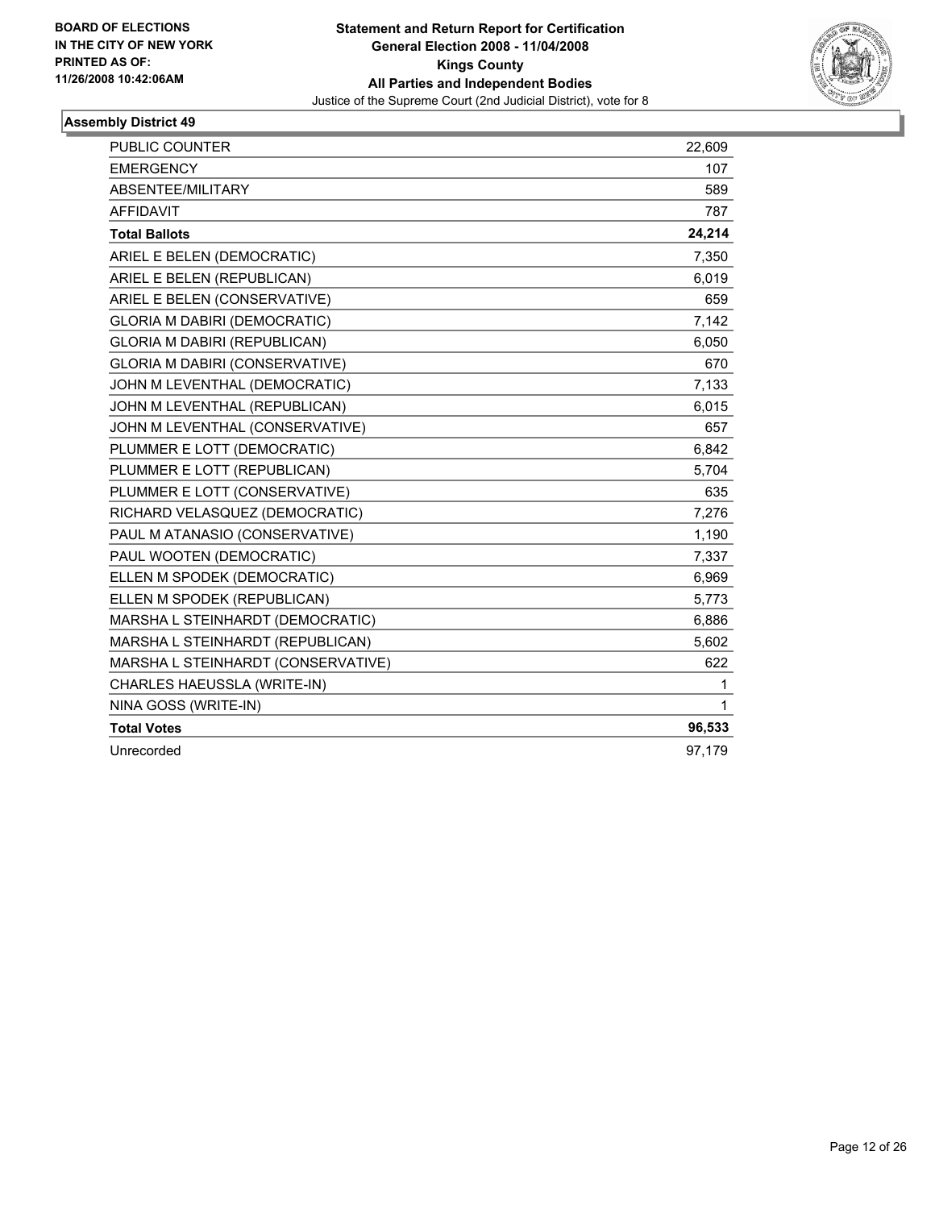BOARD OF ELECTIONS
IN THE CITY OF NEW YORK
PRINTED AS OF:
11/26/2008 10:42:06AM

**Statement and Return Report for Certification**
**General Election 2008 - 11/04/2008**
**Kings County**
**All Parties and Independent Bodies**
Justice of the Supreme Court (2nd Judicial District), vote for 8

### Assembly District 49

| | |
|---|---|
| PUBLIC COUNTER | 22,609 |
| EMERGENCY | 107 |
| ABSENTEE/MILITARY | 589 |
| AFFIDAVIT | 787 |
| **Total Ballots** | **24,214** |
| ARIEL E BELEN (DEMOCRATIC) | 7,350 |
| ARIEL E BELEN (REPUBLICAN) | 6,019 |
| ARIEL E BELEN (CONSERVATIVE) | 659 |
| GLORIA M DABIRI (DEMOCRATIC) | 7,142 |
| GLORIA M DABIRI (REPUBLICAN) | 6,050 |
| GLORIA M DABIRI (CONSERVATIVE) | 670 |
| JOHN M LEVENTHAL (DEMOCRATIC) | 7,133 |
| JOHN M LEVENTHAL (REPUBLICAN) | 6,015 |
| JOHN M LEVENTHAL (CONSERVATIVE) | 657 |
| PLUMMER E LOTT (DEMOCRATIC) | 6,842 |
| PLUMMER E LOTT (REPUBLICAN) | 5,704 |
| PLUMMER E LOTT (CONSERVATIVE) | 635 |
| RICHARD VELASQUEZ (DEMOCRATIC) | 7,276 |
| PAUL M ATANASIO (CONSERVATIVE) | 1,190 |
| PAUL WOOTEN (DEMOCRATIC) | 7,337 |
| ELLEN M SPODEK (DEMOCRATIC) | 6,969 |
| ELLEN M SPODEK (REPUBLICAN) | 5,773 |
| MARSHA L STEINHARDT (DEMOCRATIC) | 6,886 |
| MARSHA L STEINHARDT (REPUBLICAN) | 5,602 |
| MARSHA L STEINHARDT (CONSERVATIVE) | 622 |
| CHARLES HAEUSSLA (WRITE-IN) | 1 |
| NINA GOSS (WRITE-IN) | 1 |
| **Total Votes** | **96,533** |
| Unrecorded | 97,179 |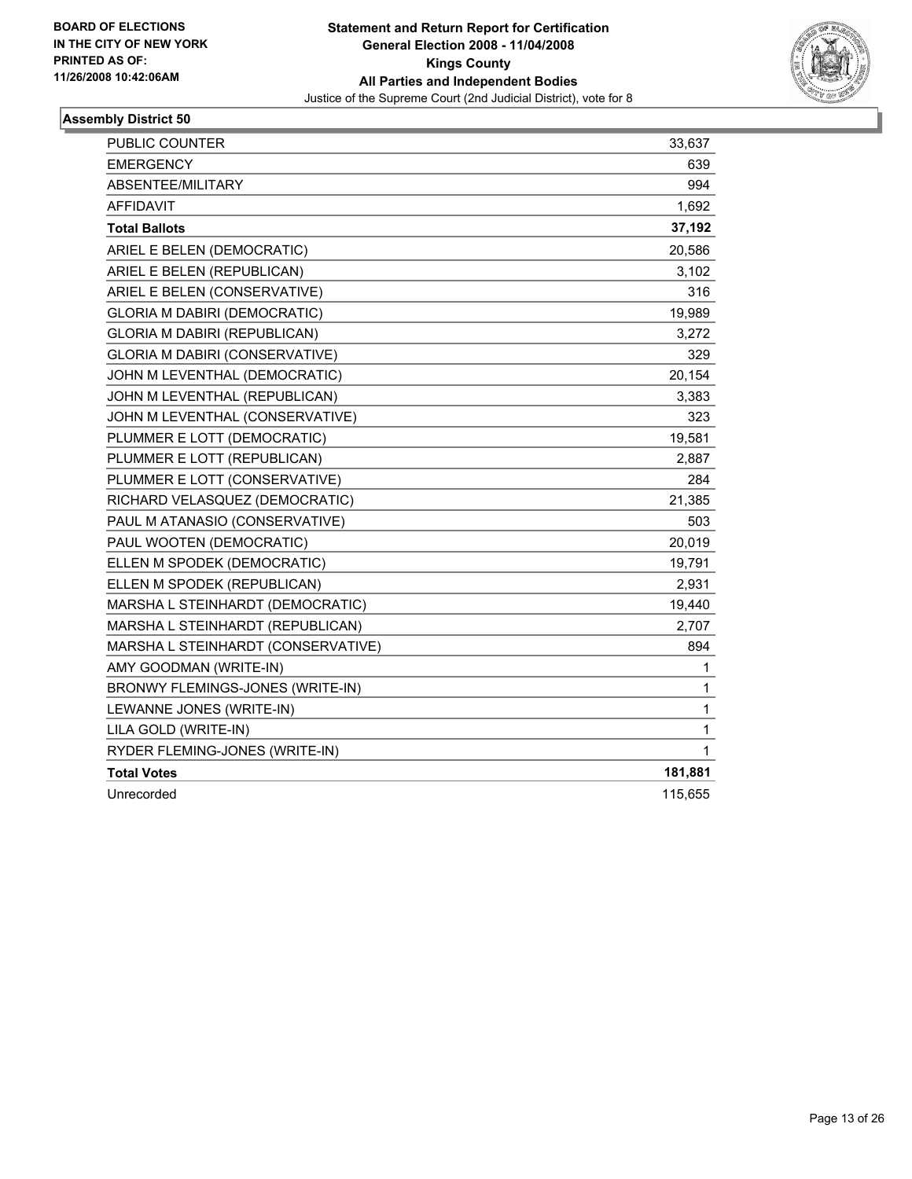BOARD OF ELECTIONS
IN THE CITY OF NEW YORK
PRINTED AS OF:
11/26/2008 10:42:06AM

**Statement and Return Report for Certification**
**General Election 2008 - 11/04/2008**
**Kings County**
**All Parties and Independent Bodies**
Justice of the Supreme Court (2nd Judicial District), vote for 8

## Assembly District 50

| | |
|---|---|
| PUBLIC COUNTER | 33,637 |
| EMERGENCY | 639 |
| ABSENTEE/MILITARY | 994 |
| AFFIDAVIT | 1,692 |
| **Total Ballots** | **37,192** |
| ARIEL E BELEN (DEMOCRATIC) | 20,586 |
| ARIEL E BELEN (REPUBLICAN) | 3,102 |
| ARIEL E BELEN (CONSERVATIVE) | 316 |
| GLORIA M DABIRI (DEMOCRATIC) | 19,989 |
| GLORIA M DABIRI (REPUBLICAN) | 3,272 |
| GLORIA M DABIRI (CONSERVATIVE) | 329 |
| JOHN M LEVENTHAL (DEMOCRATIC) | 20,154 |
| JOHN M LEVENTHAL (REPUBLICAN) | 3,383 |
| JOHN M LEVENTHAL (CONSERVATIVE) | 323 |
| PLUMMER E LOTT (DEMOCRATIC) | 19,581 |
| PLUMMER E LOTT (REPUBLICAN) | 2,887 |
| PLUMMER E LOTT (CONSERVATIVE) | 284 |
| RICHARD VELASQUEZ (DEMOCRATIC) | 21,385 |
| PAUL M ATANASIO (CONSERVATIVE) | 503 |
| PAUL WOOTEN (DEMOCRATIC) | 20,019 |
| ELLEN M SPODEK (DEMOCRATIC) | 19,791 |
| ELLEN M SPODEK (REPUBLICAN) | 2,931 |
| MARSHA L STEINHARDT (DEMOCRATIC) | 19,440 |
| MARSHA L STEINHARDT (REPUBLICAN) | 2,707 |
| MARSHA L STEINHARDT (CONSERVATIVE) | 894 |
| AMY GOODMAN (WRITE-IN) | 1 |
| BRONWY FLEMINGS-JONES (WRITE-IN) | 1 |
| LEWANNE JONES (WRITE-IN) | 1 |
| LILA GOLD (WRITE-IN) | 1 |
| RYDER FLEMING-JONES (WRITE-IN) | 1 |
| **Total Votes** | **181,881** |
| Unrecorded | 115,655 |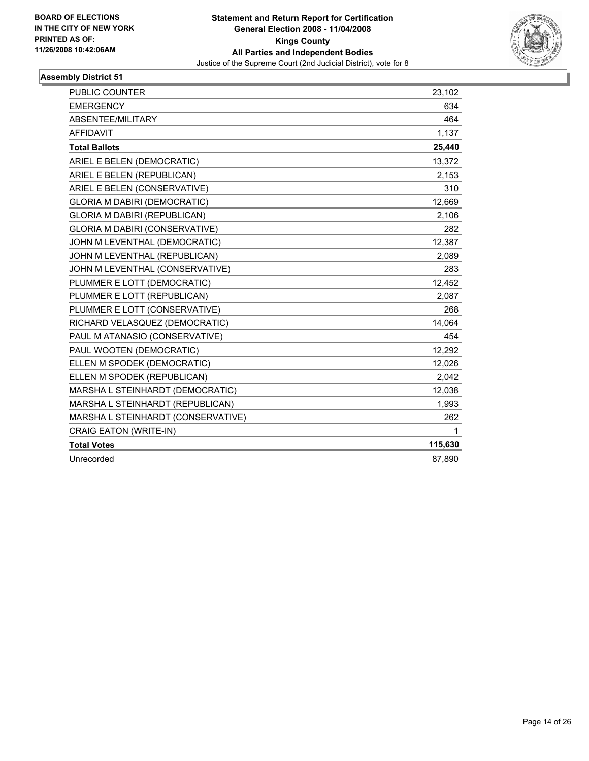**BOARD OF ELECTIONS IN THE CITY OF NEW YORK PRINTED AS OF: 11/26/2008 10:42:06AM**

**Statement and Return Report for Certification**
**General Election 2008 - 11/04/2008**
**Kings County**
**All Parties and Independent Bodies**
Justice of the Supreme Court (2nd Judicial District), vote for 8

## Assembly District 51

| | |
|---|---|
| PUBLIC COUNTER | 23,102 |
| EMERGENCY | 634 |
| ABSENTEE/MILITARY | 464 |
| AFFIDAVIT | 1,137 |
| **Total Ballots** | **25,440** |
| ARIEL E BELEN (DEMOCRATIC) | 13,372 |
| ARIEL E BELEN (REPUBLICAN) | 2,153 |
| ARIEL E BELEN (CONSERVATIVE) | 310 |
| GLORIA M DABIRI (DEMOCRATIC) | 12,669 |
| GLORIA M DABIRI (REPUBLICAN) | 2,106 |
| GLORIA M DABIRI (CONSERVATIVE) | 282 |
| JOHN M LEVENTHAL (DEMOCRATIC) | 12,387 |
| JOHN M LEVENTHAL (REPUBLICAN) | 2,089 |
| JOHN M LEVENTHAL (CONSERVATIVE) | 283 |
| PLUMMER E LOTT (DEMOCRATIC) | 12,452 |
| PLUMMER E LOTT (REPUBLICAN) | 2,087 |
| PLUMMER E LOTT (CONSERVATIVE) | 268 |
| RICHARD VELASQUEZ (DEMOCRATIC) | 14,064 |
| PAUL M ATANASIO (CONSERVATIVE) | 454 |
| PAUL WOOTEN (DEMOCRATIC) | 12,292 |
| ELLEN M SPODEK (DEMOCRATIC) | 12,026 |
| ELLEN M SPODEK (REPUBLICAN) | 2,042 |
| MARSHA L STEINHARDT (DEMOCRATIC) | 12,038 |
| MARSHA L STEINHARDT (REPUBLICAN) | 1,993 |
| MARSHA L STEINHARDT (CONSERVATIVE) | 262 |
| CRAIG EATON (WRITE-IN) | 1 |
| **Total Votes** | **115,630** |
| Unrecorded | 87,890 |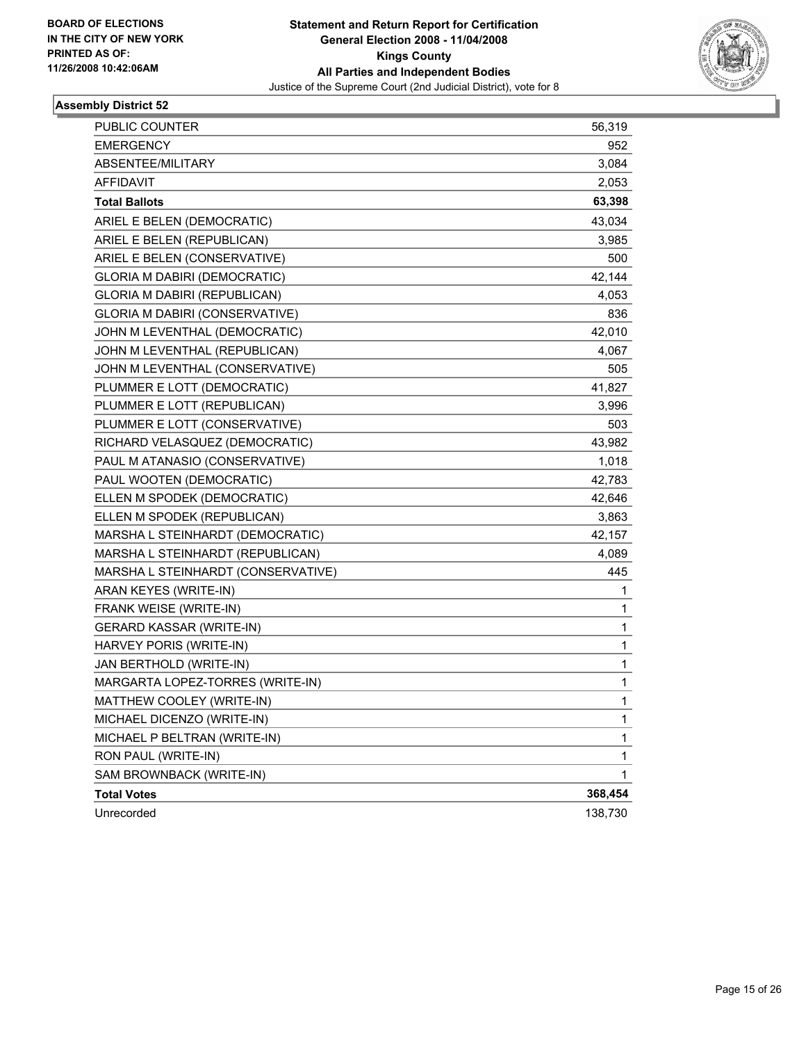**BOARD OF ELECTIONS**
**IN THE CITY OF NEW YORK**
**PRINTED AS OF:**
**11/26/2008 10:42:06AM**

**Statement and Return Report for Certification**
**General Election 2008 - 11/04/2008**
**Kings County**
**All Parties and Independent Bodies**
Justice of the Supreme Court (2nd Judicial District), vote for 8

### Assembly District 52

| | |
|---|---|
| PUBLIC COUNTER | 56,319 |
| EMERGENCY | 952 |
| ABSENTEE/MILITARY | 3,084 |
| AFFIDAVIT | 2,053 |
| **Total Ballots** | **63,398** |
| ARIEL E BELEN (DEMOCRATIC) | 43,034 |
| ARIEL E BELEN (REPUBLICAN) | 3,985 |
| ARIEL E BELEN (CONSERVATIVE) | 500 |
| GLORIA M DABIRI (DEMOCRATIC) | 42,144 |
| GLORIA M DABIRI (REPUBLICAN) | 4,053 |
| GLORIA M DABIRI (CONSERVATIVE) | 836 |
| JOHN M LEVENTHAL (DEMOCRATIC) | 42,010 |
| JOHN M LEVENTHAL (REPUBLICAN) | 4,067 |
| JOHN M LEVENTHAL (CONSERVATIVE) | 505 |
| PLUMMER E LOTT (DEMOCRATIC) | 41,827 |
| PLUMMER E LOTT (REPUBLICAN) | 3,996 |
| PLUMMER E LOTT (CONSERVATIVE) | 503 |
| RICHARD VELASQUEZ (DEMOCRATIC) | 43,982 |
| PAUL M ATANASIO (CONSERVATIVE) | 1,018 |
| PAUL WOOTEN (DEMOCRATIC) | 42,783 |
| ELLEN M SPODEK (DEMOCRATIC) | 42,646 |
| ELLEN M SPODEK (REPUBLICAN) | 3,863 |
| MARSHA L STEINHARDT (DEMOCRATIC) | 42,157 |
| MARSHA L STEINHARDT (REPUBLICAN) | 4,089 |
| MARSHA L STEINHARDT (CONSERVATIVE) | 445 |
| ARAN KEYES (WRITE-IN) | 1 |
| FRANK WEISE (WRITE-IN) | 1 |
| GERARD KASSAR (WRITE-IN) | 1 |
| HARVEY PORIS (WRITE-IN) | 1 |
| JAN BERTHOLD (WRITE-IN) | 1 |
| MARGARTA LOPEZ-TORRES (WRITE-IN) | 1 |
| MATTHEW COOLEY (WRITE-IN) | 1 |
| MICHAEL DICENZO (WRITE-IN) | 1 |
| MICHAEL P BELTRAN (WRITE-IN) | 1 |
| RON PAUL (WRITE-IN) | 1 |
| SAM BROWNBACK (WRITE-IN) | 1 |
| **Total Votes** | **368,454** |
| Unrecorded | 138,730 |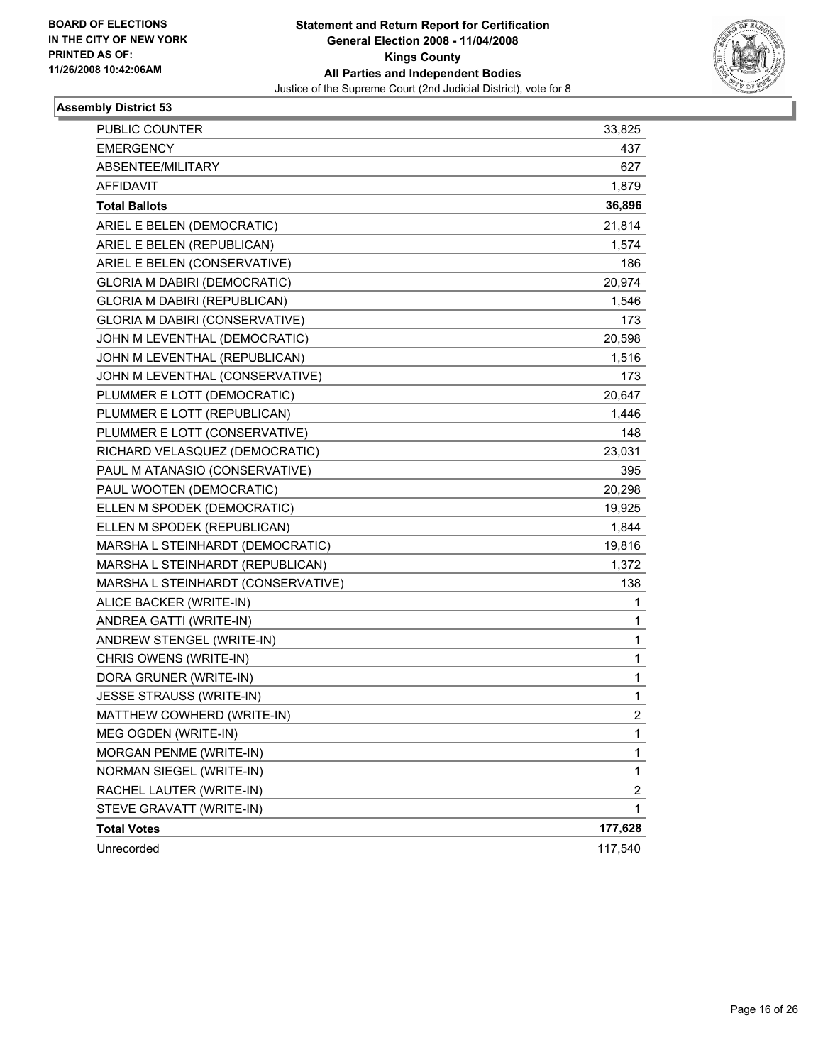BOARD OF ELECTIONS
IN THE CITY OF NEW YORK
PRINTED AS OF:
11/26/2008 10:42:06AM

**Statement and Return Report for Certification**
**General Election 2008 - 11/04/2008**
**Kings County**
**All Parties and Independent Bodies**
Justice of the Supreme Court (2nd Judicial District), vote for 8

### Assembly District 53

| | |
|---|---|
| PUBLIC COUNTER | 33,825 |
| EMERGENCY | 437 |
| ABSENTEE/MILITARY | 627 |
| AFFIDAVIT | 1,879 |
| **Total Ballots** | **36,896** |
| ARIEL E BELEN (DEMOCRATIC) | 21,814 |
| ARIEL E BELEN (REPUBLICAN) | 1,574 |
| ARIEL E BELEN (CONSERVATIVE) | 186 |
| GLORIA M DABIRI (DEMOCRATIC) | 20,974 |
| GLORIA M DABIRI (REPUBLICAN) | 1,546 |
| GLORIA M DABIRI (CONSERVATIVE) | 173 |
| JOHN M LEVENTHAL (DEMOCRATIC) | 20,598 |
| JOHN M LEVENTHAL (REPUBLICAN) | 1,516 |
| JOHN M LEVENTHAL (CONSERVATIVE) | 173 |
| PLUMMER E LOTT (DEMOCRATIC) | 20,647 |
| PLUMMER E LOTT (REPUBLICAN) | 1,446 |
| PLUMMER E LOTT (CONSERVATIVE) | 148 |
| RICHARD VELASQUEZ (DEMOCRATIC) | 23,031 |
| PAUL M ATANASIO (CONSERVATIVE) | 395 |
| PAUL WOOTEN (DEMOCRATIC) | 20,298 |
| ELLEN M SPODEK (DEMOCRATIC) | 19,925 |
| ELLEN M SPODEK (REPUBLICAN) | 1,844 |
| MARSHA L STEINHARDT (DEMOCRATIC) | 19,816 |
| MARSHA L STEINHARDT (REPUBLICAN) | 1,372 |
| MARSHA L STEINHARDT (CONSERVATIVE) | 138 |
| ALICE BACKER (WRITE-IN) | 1 |
| ANDREA GATTI (WRITE-IN) | 1 |
| ANDREW STENGEL (WRITE-IN) | 1 |
| CHRIS OWENS (WRITE-IN) | 1 |
| DORA GRUNER (WRITE-IN) | 1 |
| JESSE STRAUSS (WRITE-IN) | 1 |
| MATTHEW COWHERD (WRITE-IN) | 2 |
| MEG OGDEN (WRITE-IN) | 1 |
| MORGAN PENME (WRITE-IN) | 1 |
| NORMAN SIEGEL (WRITE-IN) | 1 |
| RACHEL LAUTER (WRITE-IN) | 2 |
| STEVE GRAVATT (WRITE-IN) | 1 |
| **Total Votes** | **177,628** |
| Unrecorded | 117,540 |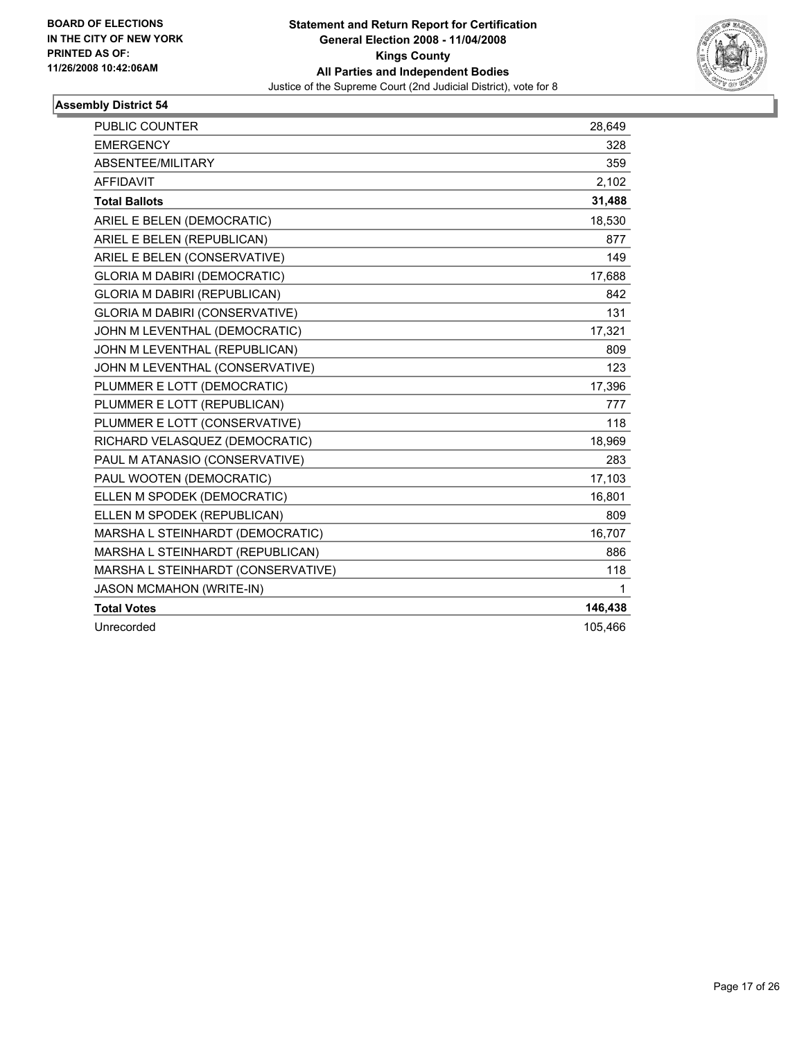**BOARD OF ELECTIONS IN THE CITY OF NEW YORK PRINTED AS OF: 11/26/2008 10:42:06AM**

# Statement and Return Report for Certification
## General Election 2008 - 11/04/2008
## Kings County
## All Parties and Independent Bodies
Justice of the Supreme Court (2nd Judicial District), vote for 8

### Assembly District 54

| | |
|---|---|
| PUBLIC COUNTER | 28,649 |
| EMERGENCY | 328 |
| ABSENTEE/MILITARY | 359 |
| AFFIDAVIT | 2,102 |
| **Total Ballots** | **31,488** |
| ARIEL E BELEN (DEMOCRATIC) | 18,530 |
| ARIEL E BELEN (REPUBLICAN) | 877 |
| ARIEL E BELEN (CONSERVATIVE) | 149 |
| GLORIA M DABIRI (DEMOCRATIC) | 17,688 |
| GLORIA M DABIRI (REPUBLICAN) | 842 |
| GLORIA M DABIRI (CONSERVATIVE) | 131 |
| JOHN M LEVENTHAL (DEMOCRATIC) | 17,321 |
| JOHN M LEVENTHAL (REPUBLICAN) | 809 |
| JOHN M LEVENTHAL (CONSERVATIVE) | 123 |
| PLUMMER E LOTT (DEMOCRATIC) | 17,396 |
| PLUMMER E LOTT (REPUBLICAN) | 777 |
| PLUMMER E LOTT (CONSERVATIVE) | 118 |
| RICHARD VELASQUEZ (DEMOCRATIC) | 18,969 |
| PAUL M ATANASIO (CONSERVATIVE) | 283 |
| PAUL WOOTEN (DEMOCRATIC) | 17,103 |
| ELLEN M SPODEK (DEMOCRATIC) | 16,801 |
| ELLEN M SPODEK (REPUBLICAN) | 809 |
| MARSHA L STEINHARDT (DEMOCRATIC) | 16,707 |
| MARSHA L STEINHARDT (REPUBLICAN) | 886 |
| MARSHA L STEINHARDT (CONSERVATIVE) | 118 |
| JASON MCMAHON (WRITE-IN) | 1 |
| **Total Votes** | **146,438** |
| Unrecorded | 105,466 |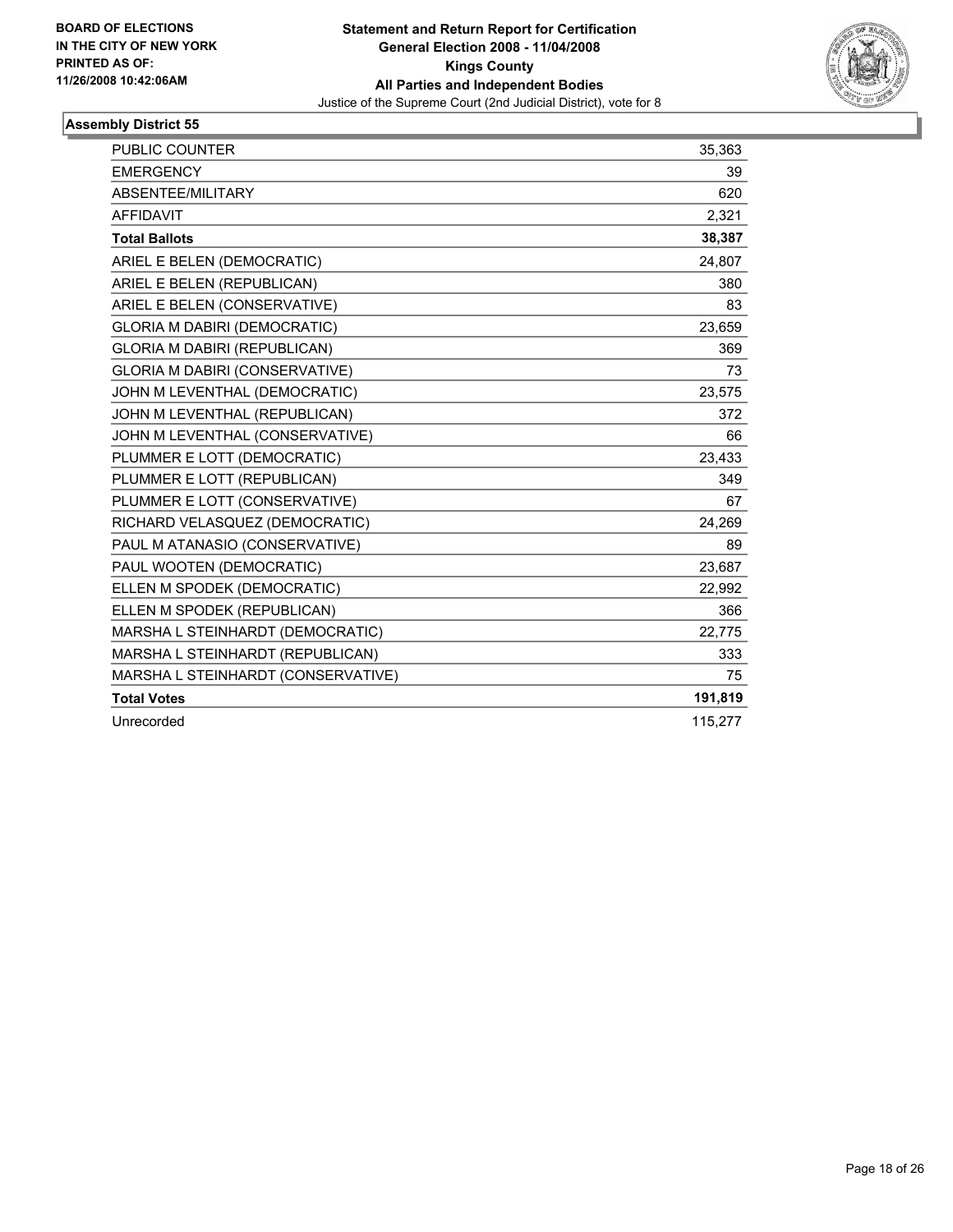**BOARD OF ELECTIONS IN THE CITY OF NEW YORK PRINTED AS OF: 11/26/2008 10:42:06AM**

**Statement and Return Report for Certification**
**General Election 2008 - 11/04/2008**
**Kings County**
**All Parties and Independent Bodies**
Justice of the Supreme Court (2nd Judicial District), vote for 8

### Assembly District 55

| | |
|---|---|
| PUBLIC COUNTER | 35,363 |
| EMERGENCY | 39 |
| ABSENTEE/MILITARY | 620 |
| AFFIDAVIT | 2,321 |
| **Total Ballots** | **38,387** |
| ARIEL E BELEN (DEMOCRATIC) | 24,807 |
| ARIEL E BELEN (REPUBLICAN) | 380 |
| ARIEL E BELEN (CONSERVATIVE) | 83 |
| GLORIA M DABIRI (DEMOCRATIC) | 23,659 |
| GLORIA M DABIRI (REPUBLICAN) | 369 |
| GLORIA M DABIRI (CONSERVATIVE) | 73 |
| JOHN M LEVENTHAL (DEMOCRATIC) | 23,575 |
| JOHN M LEVENTHAL (REPUBLICAN) | 372 |
| JOHN M LEVENTHAL (CONSERVATIVE) | 66 |
| PLUMMER E LOTT (DEMOCRATIC) | 23,433 |
| PLUMMER E LOTT (REPUBLICAN) | 349 |
| PLUMMER E LOTT (CONSERVATIVE) | 67 |
| RICHARD VELASQUEZ (DEMOCRATIC) | 24,269 |
| PAUL M ATANASIO (CONSERVATIVE) | 89 |
| PAUL WOOTEN (DEMOCRATIC) | 23,687 |
| ELLEN M SPODEK (DEMOCRATIC) | 22,992 |
| ELLEN M SPODEK (REPUBLICAN) | 366 |
| MARSHA L STEINHARDT (DEMOCRATIC) | 22,775 |
| MARSHA L STEINHARDT (REPUBLICAN) | 333 |
| MARSHA L STEINHARDT (CONSERVATIVE) | 75 |
| **Total Votes** | **191,819** |
| Unrecorded | 115,277 |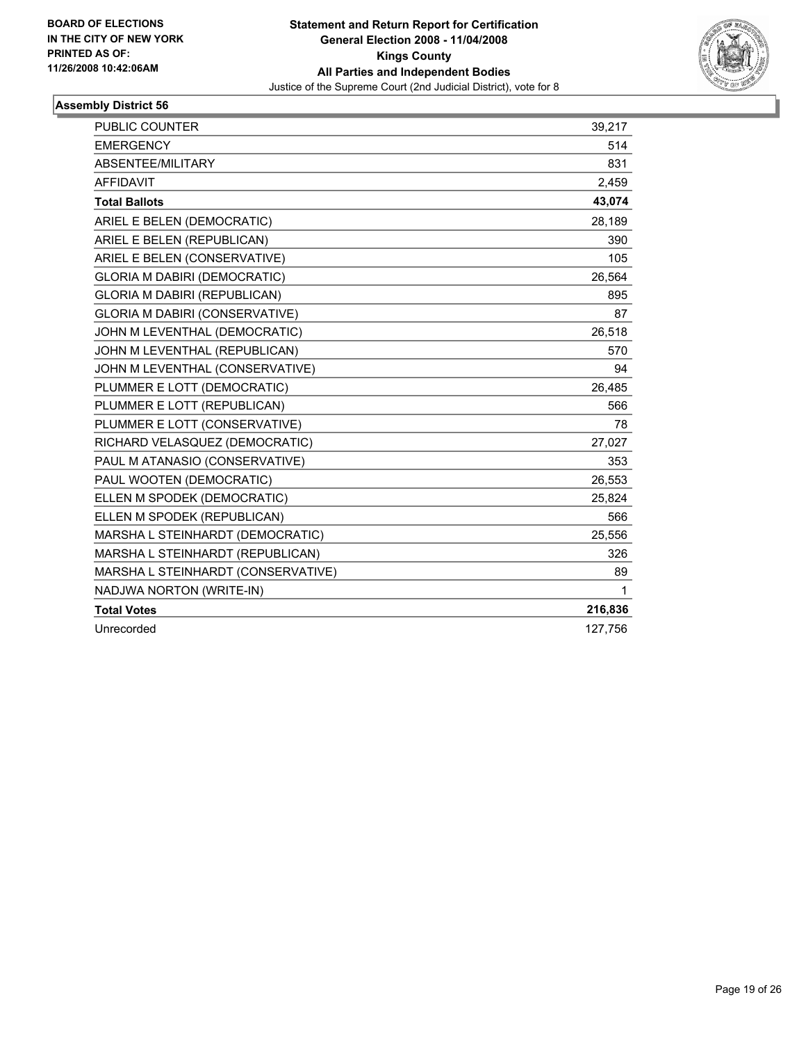BOARD OF ELECTIONS
IN THE CITY OF NEW YORK
PRINTED AS OF:
11/26/2008 10:42:06AM

**Statement and Return Report for Certification**
**General Election 2008 - 11/04/2008**
**Kings County**
**All Parties and Independent Bodies**
Justice of the Supreme Court (2nd Judicial District), vote for 8

## Assembly District 56

| | |
|---|---|
| PUBLIC COUNTER | 39,217 |
| EMERGENCY | 514 |
| ABSENTEE/MILITARY | 831 |
| AFFIDAVIT | 2,459 |
| **Total Ballots** | **43,074** |
| ARIEL E BELEN (DEMOCRATIC) | 28,189 |
| ARIEL E BELEN (REPUBLICAN) | 390 |
| ARIEL E BELEN (CONSERVATIVE) | 105 |
| GLORIA M DABIRI (DEMOCRATIC) | 26,564 |
| GLORIA M DABIRI (REPUBLICAN) | 895 |
| GLORIA M DABIRI (CONSERVATIVE) | 87 |
| JOHN M LEVENTHAL (DEMOCRATIC) | 26,518 |
| JOHN M LEVENTHAL (REPUBLICAN) | 570 |
| JOHN M LEVENTHAL (CONSERVATIVE) | 94 |
| PLUMMER E LOTT (DEMOCRATIC) | 26,485 |
| PLUMMER E LOTT (REPUBLICAN) | 566 |
| PLUMMER E LOTT (CONSERVATIVE) | 78 |
| RICHARD VELASQUEZ (DEMOCRATIC) | 27,027 |
| PAUL M ATANASIO (CONSERVATIVE) | 353 |
| PAUL WOOTEN (DEMOCRATIC) | 26,553 |
| ELLEN M SPODEK (DEMOCRATIC) | 25,824 |
| ELLEN M SPODEK (REPUBLICAN) | 566 |
| MARSHA L STEINHARDT (DEMOCRATIC) | 25,556 |
| MARSHA L STEINHARDT (REPUBLICAN) | 326 |
| MARSHA L STEINHARDT (CONSERVATIVE) | 89 |
| NADJWA NORTON (WRITE-IN) | 1 |
| **Total Votes** | **216,836** |
| Unrecorded | 127,756 |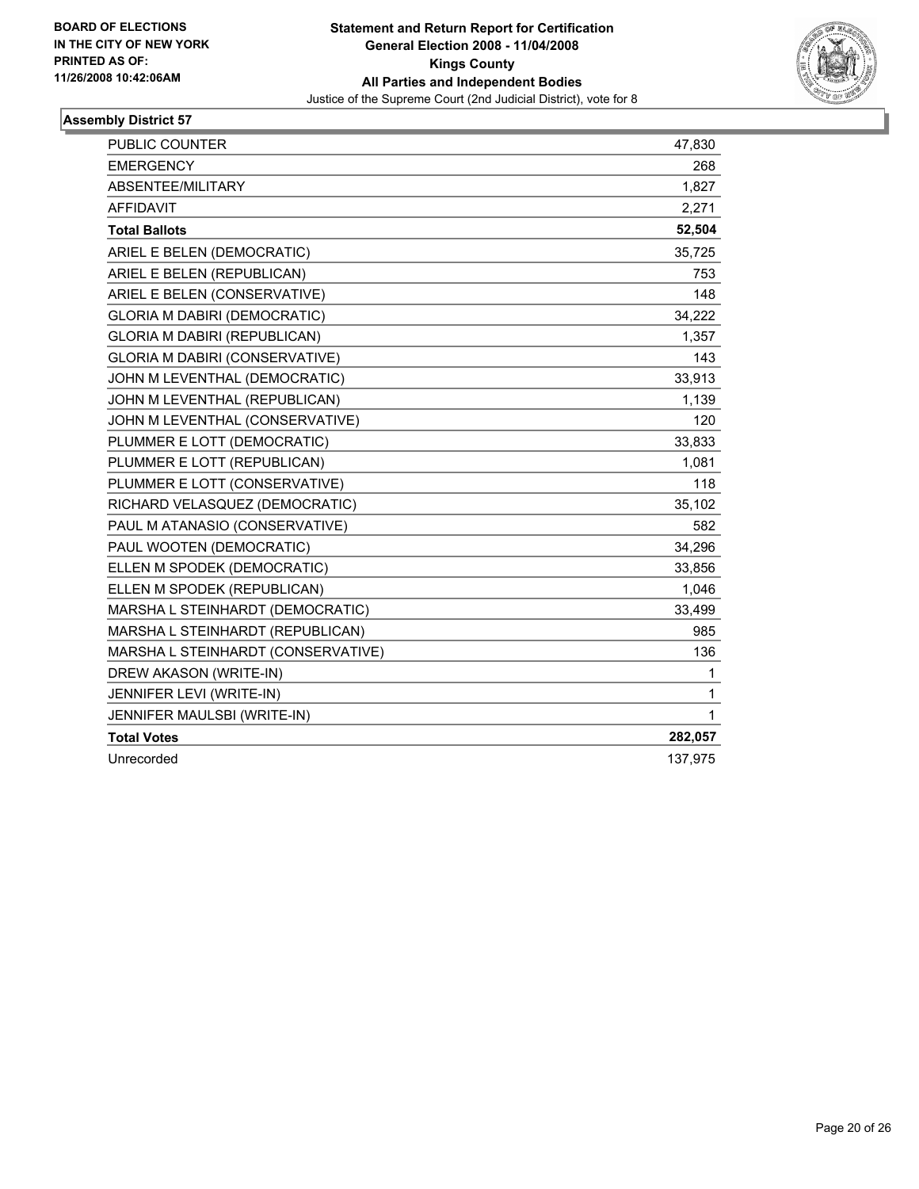BOARD OF ELECTIONS
IN THE CITY OF NEW YORK
PRINTED AS OF:
11/26/2008 10:42:06AM

**Statement and Return Report for Certification**
**General Election 2008 - 11/04/2008**
**Kings County**
**All Parties and Independent Bodies**
Justice of the Supreme Court (2nd Judicial District), vote for 8

## Assembly District 57

| | |
|---|---|
| PUBLIC COUNTER | 47,830 |
| EMERGENCY | 268 |
| ABSENTEE/MILITARY | 1,827 |
| AFFIDAVIT | 2,271 |
| **Total Ballots** | **52,504** |
| ARIEL E BELEN (DEMOCRATIC) | 35,725 |
| ARIEL E BELEN (REPUBLICAN) | 753 |
| ARIEL E BELEN (CONSERVATIVE) | 148 |
| GLORIA M DABIRI (DEMOCRATIC) | 34,222 |
| GLORIA M DABIRI (REPUBLICAN) | 1,357 |
| GLORIA M DABIRI (CONSERVATIVE) | 143 |
| JOHN M LEVENTHAL (DEMOCRATIC) | 33,913 |
| JOHN M LEVENTHAL (REPUBLICAN) | 1,139 |
| JOHN M LEVENTHAL (CONSERVATIVE) | 120 |
| PLUMMER E LOTT (DEMOCRATIC) | 33,833 |
| PLUMMER E LOTT (REPUBLICAN) | 1,081 |
| PLUMMER E LOTT (CONSERVATIVE) | 118 |
| RICHARD VELASQUEZ (DEMOCRATIC) | 35,102 |
| PAUL M ATANASIO (CONSERVATIVE) | 582 |
| PAUL WOOTEN (DEMOCRATIC) | 34,296 |
| ELLEN M SPODEK (DEMOCRATIC) | 33,856 |
| ELLEN M SPODEK (REPUBLICAN) | 1,046 |
| MARSHA L STEINHARDT (DEMOCRATIC) | 33,499 |
| MARSHA L STEINHARDT (REPUBLICAN) | 985 |
| MARSHA L STEINHARDT (CONSERVATIVE) | 136 |
| DREW AKASON (WRITE-IN) | 1 |
| JENNIFER LEVI (WRITE-IN) | 1 |
| JENNIFER MAULSBI (WRITE-IN) | 1 |
| **Total Votes** | **282,057** |
| Unrecorded | 137,975 |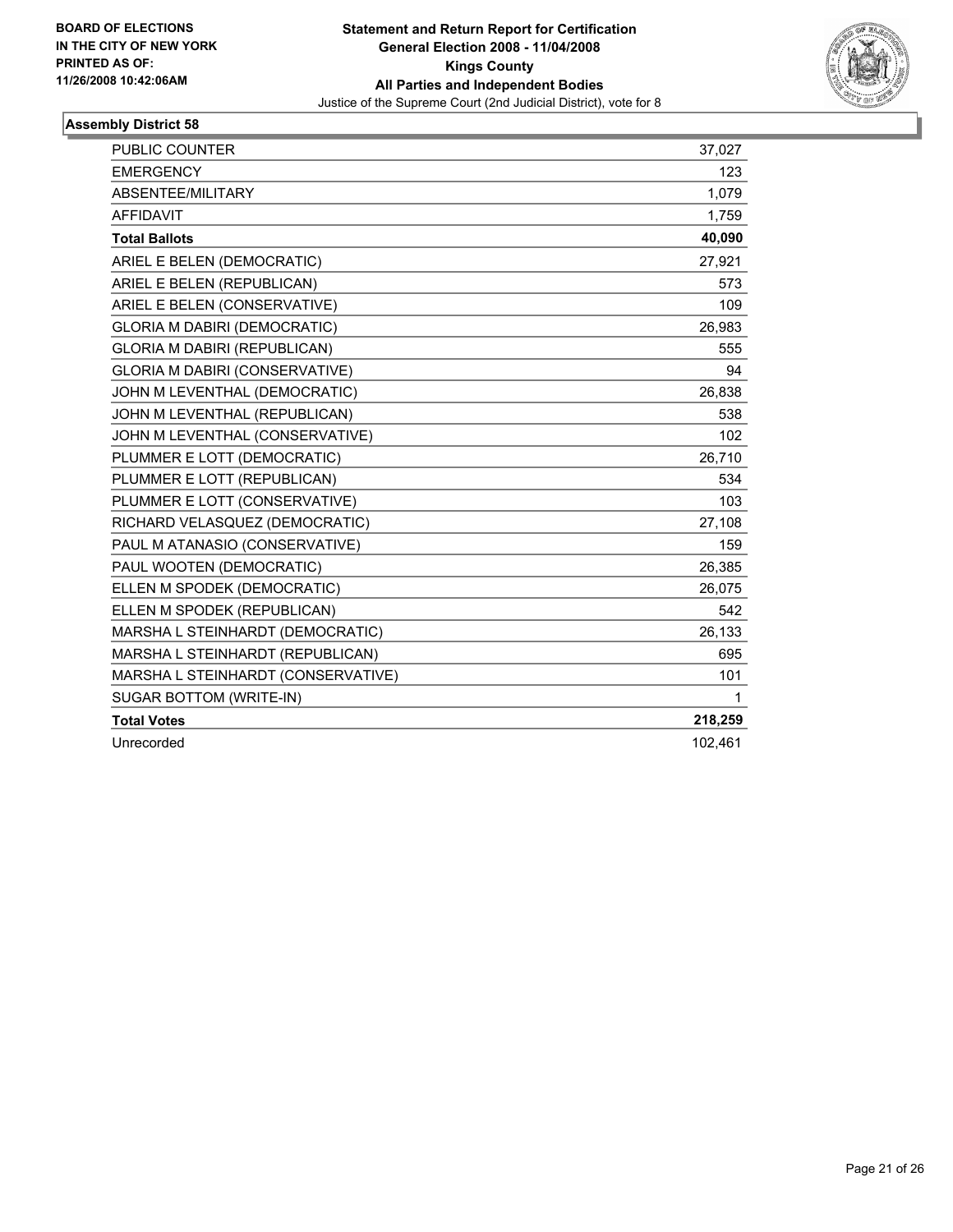**BOARD OF ELECTIONS IN THE CITY OF NEW YORK PRINTED AS OF: 11/26/2008 10:42:06AM**

# Statement and Return Report for Certification
## General Election 2008 - 11/04/2008
## Kings County
## All Parties and Independent Bodies
Justice of the Supreme Court (2nd Judicial District), vote for 8

### Assembly District 58

| | |
|---|---|
| PUBLIC COUNTER | 37,027 |
| EMERGENCY | 123 |
| ABSENTEE/MILITARY | 1,079 |
| AFFIDAVIT | 1,759 |
| **Total Ballots** | **40,090** |
| ARIEL E BELEN (DEMOCRATIC) | 27,921 |
| ARIEL E BELEN (REPUBLICAN) | 573 |
| ARIEL E BELEN (CONSERVATIVE) | 109 |
| GLORIA M DABIRI (DEMOCRATIC) | 26,983 |
| GLORIA M DABIRI (REPUBLICAN) | 555 |
| GLORIA M DABIRI (CONSERVATIVE) | 94 |
| JOHN M LEVENTHAL (DEMOCRATIC) | 26,838 |
| JOHN M LEVENTHAL (REPUBLICAN) | 538 |
| JOHN M LEVENTHAL (CONSERVATIVE) | 102 |
| PLUMMER E LOTT (DEMOCRATIC) | 26,710 |
| PLUMMER E LOTT (REPUBLICAN) | 534 |
| PLUMMER E LOTT (CONSERVATIVE) | 103 |
| RICHARD VELASQUEZ (DEMOCRATIC) | 27,108 |
| PAUL M ATANASIO (CONSERVATIVE) | 159 |
| PAUL WOOTEN (DEMOCRATIC) | 26,385 |
| ELLEN M SPODEK (DEMOCRATIC) | 26,075 |
| ELLEN M SPODEK (REPUBLICAN) | 542 |
| MARSHA L STEINHARDT (DEMOCRATIC) | 26,133 |
| MARSHA L STEINHARDT (REPUBLICAN) | 695 |
| MARSHA L STEINHARDT (CONSERVATIVE) | 101 |
| SUGAR BOTTOM (WRITE-IN) | 1 |
| **Total Votes** | **218,259** |
| Unrecorded | 102,461 |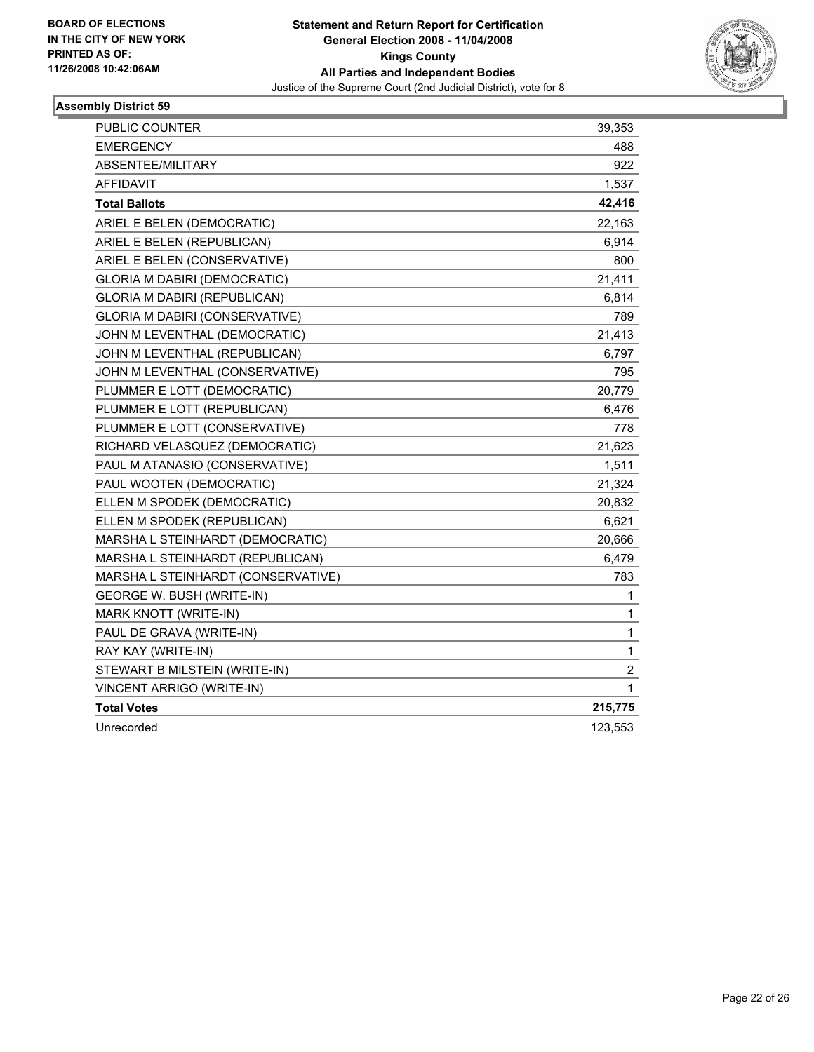BOARD OF ELECTIONS
IN THE CITY OF NEW YORK
PRINTED AS OF:
11/26/2008 10:42:06AM

**Statement and Return Report for Certification**
**General Election 2008 - 11/04/2008**
**Kings County**
**All Parties and Independent Bodies**
Justice of the Supreme Court (2nd Judicial District), vote for 8

## Assembly District 59

| | |
|---|---|
| PUBLIC COUNTER | 39,353 |
| EMERGENCY | 488 |
| ABSENTEE/MILITARY | 922 |
| AFFIDAVIT | 1,537 |
| **Total Ballots** | **42,416** |
| ARIEL E BELEN (DEMOCRATIC) | 22,163 |
| ARIEL E BELEN (REPUBLICAN) | 6,914 |
| ARIEL E BELEN (CONSERVATIVE) | 800 |
| GLORIA M DABIRI (DEMOCRATIC) | 21,411 |
| GLORIA M DABIRI (REPUBLICAN) | 6,814 |
| GLORIA M DABIRI (CONSERVATIVE) | 789 |
| JOHN M LEVENTHAL (DEMOCRATIC) | 21,413 |
| JOHN M LEVENTHAL (REPUBLICAN) | 6,797 |
| JOHN M LEVENTHAL (CONSERVATIVE) | 795 |
| PLUMMER E LOTT (DEMOCRATIC) | 20,779 |
| PLUMMER E LOTT (REPUBLICAN) | 6,476 |
| PLUMMER E LOTT (CONSERVATIVE) | 778 |
| RICHARD VELASQUEZ (DEMOCRATIC) | 21,623 |
| PAUL M ATANASIO (CONSERVATIVE) | 1,511 |
| PAUL WOOTEN (DEMOCRATIC) | 21,324 |
| ELLEN M SPODEK (DEMOCRATIC) | 20,832 |
| ELLEN M SPODEK (REPUBLICAN) | 6,621 |
| MARSHA L STEINHARDT (DEMOCRATIC) | 20,666 |
| MARSHA L STEINHARDT (REPUBLICAN) | 6,479 |
| MARSHA L STEINHARDT (CONSERVATIVE) | 783 |
| GEORGE W. BUSH (WRITE-IN) | 1 |
| MARK KNOTT (WRITE-IN) | 1 |
| PAUL DE GRAVA (WRITE-IN) | 1 |
| RAY KAY (WRITE-IN) | 1 |
| STEWART B MILSTEIN (WRITE-IN) | 2 |
| VINCENT ARRIGO (WRITE-IN) | 1 |
| **Total Votes** | **215,775** |
| Unrecorded | 123,553 |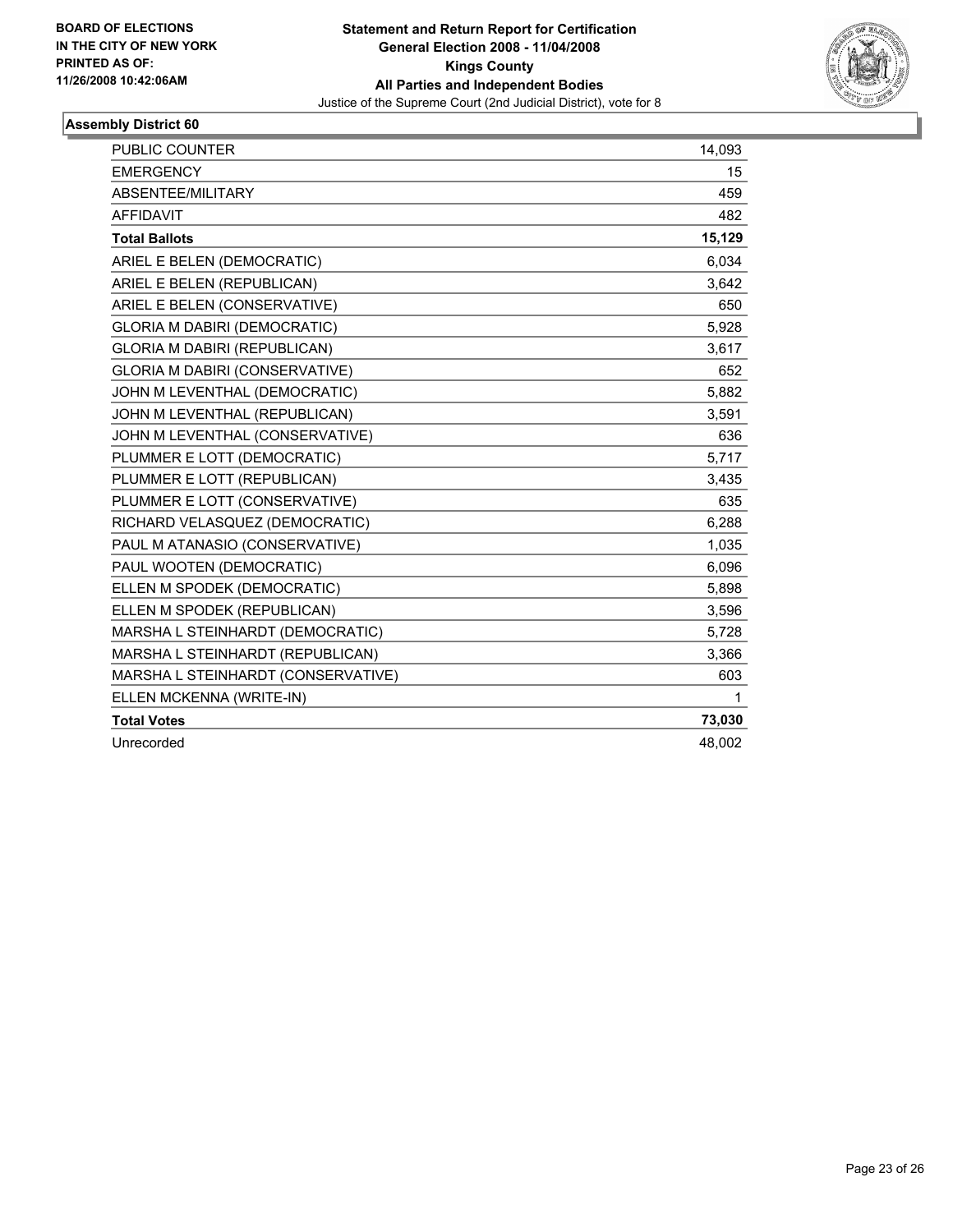BOARD OF ELECTIONS
IN THE CITY OF NEW YORK
PRINTED AS OF:
11/26/2008 10:42:06AM

**Statement and Return Report for Certification**
**General Election 2008 - 11/04/2008**
**Kings County**
**All Parties and Independent Bodies**
Justice of the Supreme Court (2nd Judicial District), vote for 8

### Assembly District 60

| | |
|---|---|
| PUBLIC COUNTER | 14,093 |
| EMERGENCY | 15 |
| ABSENTEE/MILITARY | 459 |
| AFFIDAVIT | 482 |
| **Total Ballots** | **15,129** |
| ARIEL E BELEN (DEMOCRATIC) | 6,034 |
| ARIEL E BELEN (REPUBLICAN) | 3,642 |
| ARIEL E BELEN (CONSERVATIVE) | 650 |
| GLORIA M DABIRI (DEMOCRATIC) | 5,928 |
| GLORIA M DABIRI (REPUBLICAN) | 3,617 |
| GLORIA M DABIRI (CONSERVATIVE) | 652 |
| JOHN M LEVENTHAL (DEMOCRATIC) | 5,882 |
| JOHN M LEVENTHAL (REPUBLICAN) | 3,591 |
| JOHN M LEVENTHAL (CONSERVATIVE) | 636 |
| PLUMMER E LOTT (DEMOCRATIC) | 5,717 |
| PLUMMER E LOTT (REPUBLICAN) | 3,435 |
| PLUMMER E LOTT (CONSERVATIVE) | 635 |
| RICHARD VELASQUEZ (DEMOCRATIC) | 6,288 |
| PAUL M ATANASIO (CONSERVATIVE) | 1,035 |
| PAUL WOOTEN (DEMOCRATIC) | 6,096 |
| ELLEN M SPODEK (DEMOCRATIC) | 5,898 |
| ELLEN M SPODEK (REPUBLICAN) | 3,596 |
| MARSHA L STEINHARDT (DEMOCRATIC) | 5,728 |
| MARSHA L STEINHARDT (REPUBLICAN) | 3,366 |
| MARSHA L STEINHARDT (CONSERVATIVE) | 603 |
| ELLEN MCKENNA (WRITE-IN) | 1 |
| **Total Votes** | **73,030** |
| Unrecorded | 48,002 |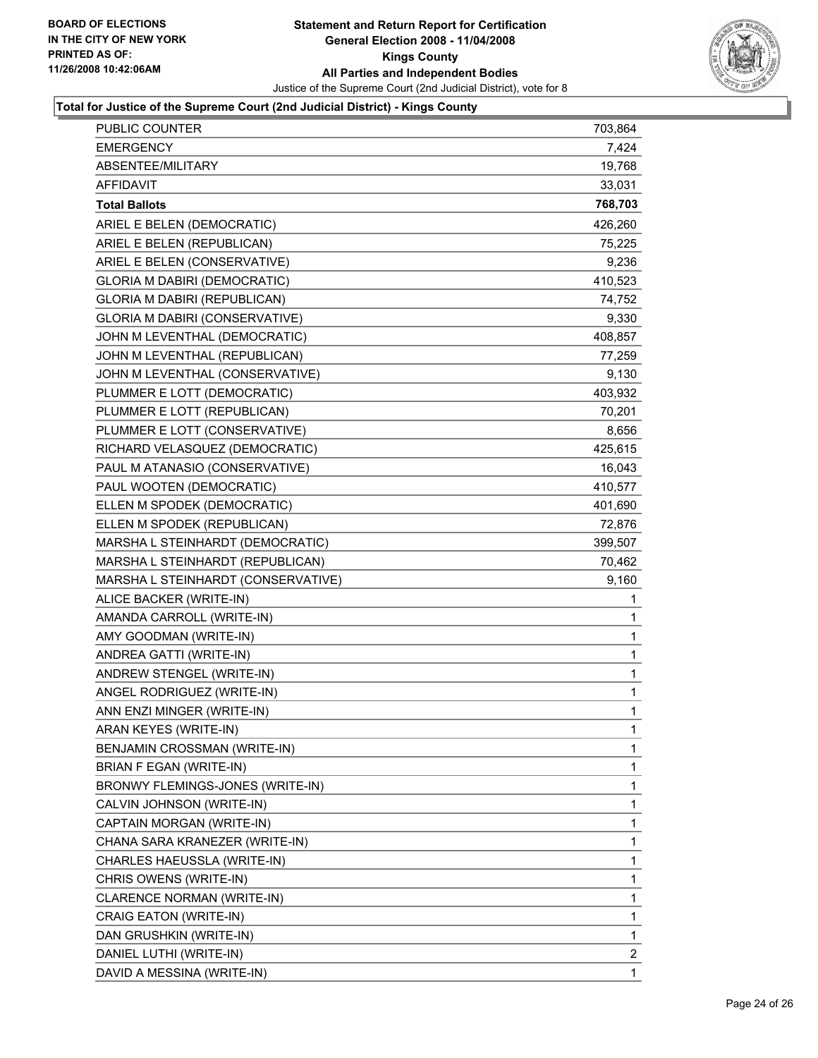BOARD OF ELECTIONS
IN THE CITY OF NEW YORK
PRINTED AS OF:
11/26/2008 10:42:06AM

**Statement and Return Report for Certification**
**General Election 2008 - 11/04/2008**
**Kings County**
**All Parties and Independent Bodies**
Justice of the Supreme Court (2nd Judicial District), vote for 8

**Total for Justice of the Supreme Court (2nd Judicial District) - Kings County**

| | |
|---|---|
| PUBLIC COUNTER | 703,864 |
| EMERGENCY | 7,424 |
| ABSENTEE/MILITARY | 19,768 |
| AFFIDAVIT | 33,031 |
| **Total Ballots** | **768,703** |
| ARIEL E BELEN (DEMOCRATIC) | 426,260 |
| ARIEL E BELEN (REPUBLICAN) | 75,225 |
| ARIEL E BELEN (CONSERVATIVE) | 9,236 |
| GLORIA M DABIRI (DEMOCRATIC) | 410,523 |
| GLORIA M DABIRI (REPUBLICAN) | 74,752 |
| GLORIA M DABIRI (CONSERVATIVE) | 9,330 |
| JOHN M LEVENTHAL (DEMOCRATIC) | 408,857 |
| JOHN M LEVENTHAL (REPUBLICAN) | 77,259 |
| JOHN M LEVENTHAL (CONSERVATIVE) | 9,130 |
| PLUMMER E LOTT (DEMOCRATIC) | 403,932 |
| PLUMMER E LOTT (REPUBLICAN) | 70,201 |
| PLUMMER E LOTT (CONSERVATIVE) | 8,656 |
| RICHARD VELASQUEZ (DEMOCRATIC) | 425,615 |
| PAUL M ATANASIO (CONSERVATIVE) | 16,043 |
| PAUL WOOTEN (DEMOCRATIC) | 410,577 |
| ELLEN M SPODEK (DEMOCRATIC) | 401,690 |
| ELLEN M SPODEK (REPUBLICAN) | 72,876 |
| MARSHA L STEINHARDT (DEMOCRATIC) | 399,507 |
| MARSHA L STEINHARDT (REPUBLICAN) | 70,462 |
| MARSHA L STEINHARDT (CONSERVATIVE) | 9,160 |
| ALICE BACKER (WRITE-IN) | 1 |
| AMANDA CARROLL (WRITE-IN) | 1 |
| AMY GOODMAN (WRITE-IN) | 1 |
| ANDREA GATTI (WRITE-IN) | 1 |
| ANDREW STENGEL (WRITE-IN) | 1 |
| ANGEL RODRIGUEZ (WRITE-IN) | 1 |
| ANN ENZI MINGER (WRITE-IN) | 1 |
| ARAN KEYES (WRITE-IN) | 1 |
| BENJAMIN CROSSMAN (WRITE-IN) | 1 |
| BRIAN F EGAN (WRITE-IN) | 1 |
| BRONWY FLEMINGS-JONES (WRITE-IN) | 1 |
| CALVIN JOHNSON (WRITE-IN) | 1 |
| CAPTAIN MORGAN (WRITE-IN) | 1 |
| CHANA SARA KRANEZER (WRITE-IN) | 1 |
| CHARLES HAEUSSLA (WRITE-IN) | 1 |
| CHRIS OWENS (WRITE-IN) | 1 |
| CLARENCE NORMAN (WRITE-IN) | 1 |
| CRAIG EATON (WRITE-IN) | 1 |
| DAN GRUSHKIN (WRITE-IN) | 1 |
| DANIEL LUTHI (WRITE-IN) | 2 |
| DAVID A MESSINA (WRITE-IN) | 1 |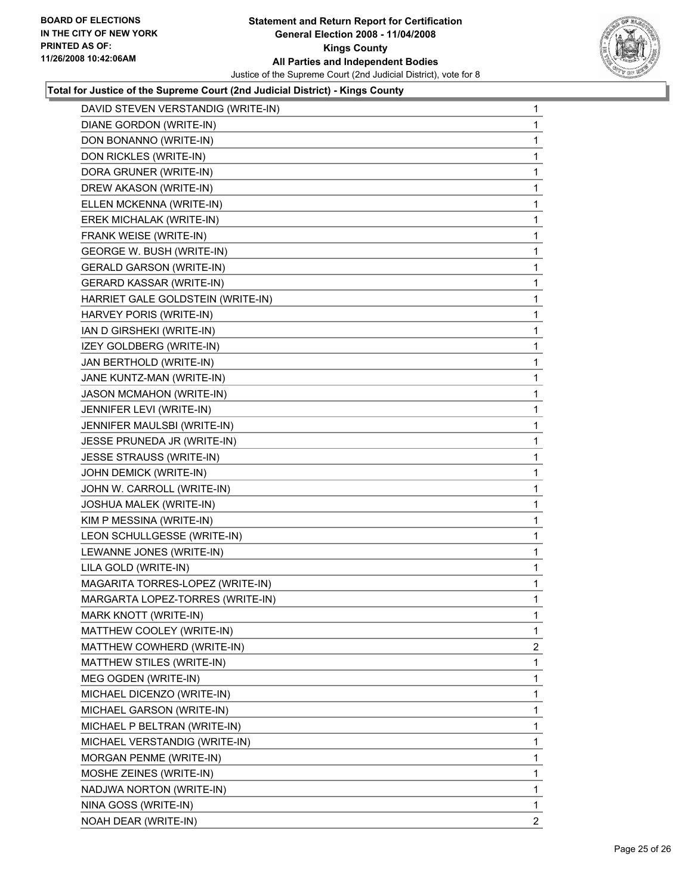**BOARD OF ELECTIONS IN THE CITY OF NEW YORK PRINTED AS OF: 11/26/2008 10:42:06AM**

**Statement and Return Report for Certification General Election 2008 - 11/04/2008 Kings County All Parties and Independent Bodies**

Justice of the Supreme Court (2nd Judicial District), vote for 8

**Total for Justice of the Supreme Court (2nd Judicial District) - Kings County**

| | |
|---|---|
| DAVID STEVEN VERSTANDIG (WRITE-IN) | 1 |
| DIANE GORDON (WRITE-IN) | 1 |
| DON BONANNO (WRITE-IN) | 1 |
| DON RICKLES (WRITE-IN) | 1 |
| DORA GRUNER (WRITE-IN) | 1 |
| DREW AKASON (WRITE-IN) | 1 |
| ELLEN MCKENNA (WRITE-IN) | 1 |
| EREK MICHALAK (WRITE-IN) | 1 |
| FRANK WEISE (WRITE-IN) | 1 |
| GEORGE W. BUSH (WRITE-IN) | 1 |
| GERALD GARSON (WRITE-IN) | 1 |
| GERARD KASSAR (WRITE-IN) | 1 |
| HARRIET GALE GOLDSTEIN (WRITE-IN) | 1 |
| HARVEY PORIS (WRITE-IN) | 1 |
| IAN D GIRSHEKI (WRITE-IN) | 1 |
| IZEY GOLDBERG (WRITE-IN) | 1 |
| JAN BERTHOLD (WRITE-IN) | 1 |
| JANE KUNTZ-MAN (WRITE-IN) | 1 |
| JASON MCMAHON (WRITE-IN) | 1 |
| JENNIFER LEVI (WRITE-IN) | 1 |
| JENNIFER MAULSBI (WRITE-IN) | 1 |
| JESSE PRUNEDA JR (WRITE-IN) | 1 |
| JESSE STRAUSS (WRITE-IN) | 1 |
| JOHN DEMICK (WRITE-IN) | 1 |
| JOHN W. CARROLL (WRITE-IN) | 1 |
| JOSHUA MALEK (WRITE-IN) | 1 |
| KIM P MESSINA (WRITE-IN) | 1 |
| LEON SCHULLGESSE (WRITE-IN) | 1 |
| LEWANNE JONES (WRITE-IN) | 1 |
| LILA GOLD (WRITE-IN) | 1 |
| MAGARITA TORRES-LOPEZ (WRITE-IN) | 1 |
| MARGARTA LOPEZ-TORRES (WRITE-IN) | 1 |
| MARK KNOTT (WRITE-IN) | 1 |
| MATTHEW COOLEY (WRITE-IN) | 1 |
| MATTHEW COWHERD (WRITE-IN) | 2 |
| MATTHEW STILES (WRITE-IN) | 1 |
| MEG OGDEN (WRITE-IN) | 1 |
| MICHAEL DICENZO (WRITE-IN) | 1 |
| MICHAEL GARSON (WRITE-IN) | 1 |
| MICHAEL P BELTRAN (WRITE-IN) | 1 |
| MICHAEL VERSTANDIG (WRITE-IN) | 1 |
| MORGAN PENME (WRITE-IN) | 1 |
| MOSHE ZEINES (WRITE-IN) | 1 |
| NADJWA NORTON (WRITE-IN) | 1 |
| NINA GOSS (WRITE-IN) | 1 |
| NOAH DEAR (WRITE-IN) | 2 |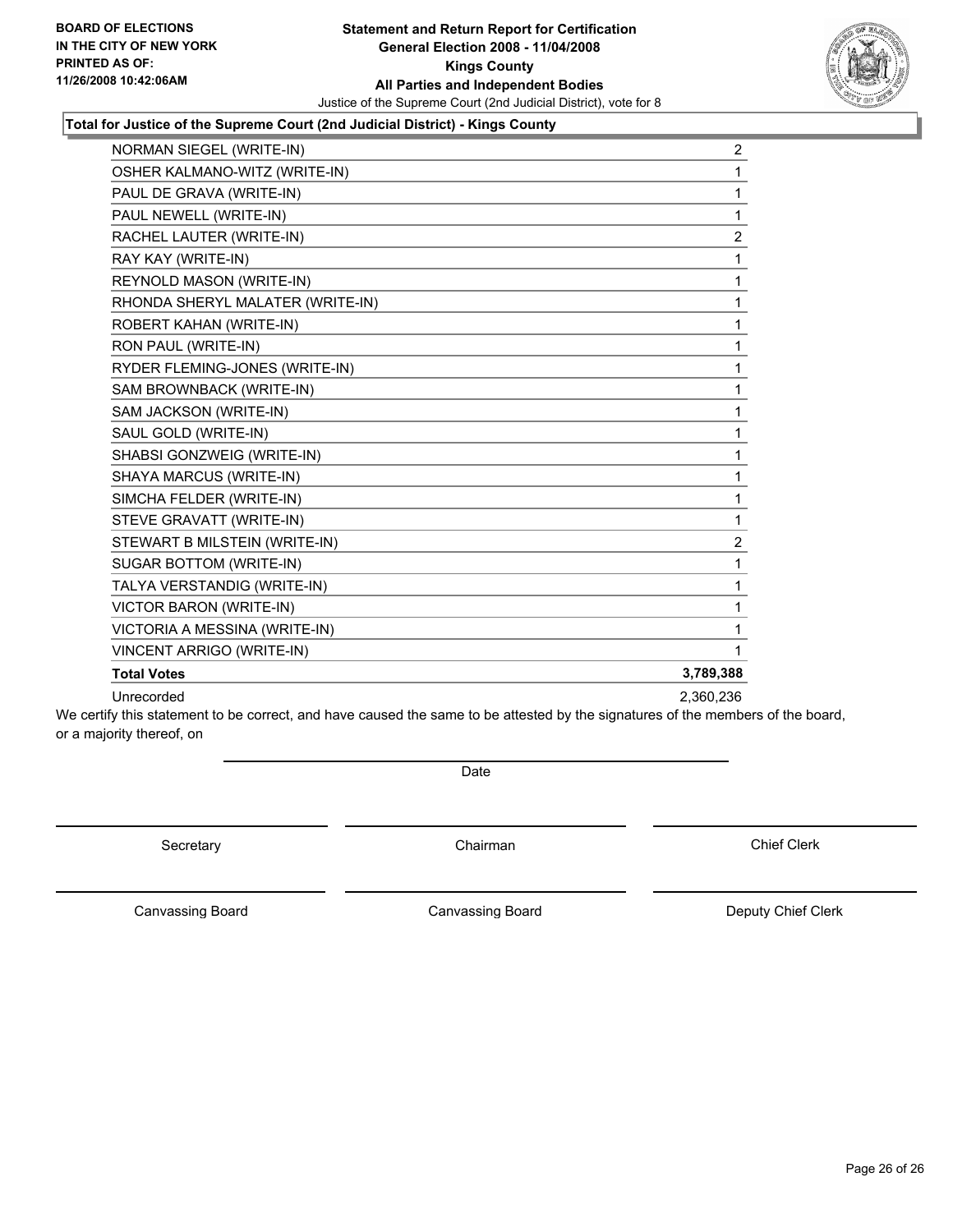**BOARD OF ELECTIONS IN THE CITY OF NEW YORK PRINTED AS OF: 11/26/2008 10:42:06AM**

# Statement and Return Report for Certification General Election 2008 - 11/04/2008 Kings County All Parties and Independent Bodies

Justice of the Supreme Court (2nd Judicial District), vote for 8

### Total for Justice of the Supreme Court (2nd Judicial District) - Kings County

| | |
|---|---|
| NORMAN SIEGEL (WRITE-IN) | 2 |
| OSHER KALMANO-WITZ (WRITE-IN) | 1 |
| PAUL DE GRAVA (WRITE-IN) | 1 |
| PAUL NEWELL (WRITE-IN) | 1 |
| RACHEL LAUTER (WRITE-IN) | 2 |
| RAY KAY (WRITE-IN) | 1 |
| REYNOLD MASON (WRITE-IN) | 1 |
| RHONDA SHERYL MALATER (WRITE-IN) | 1 |
| ROBERT KAHAN (WRITE-IN) | 1 |
| RON PAUL (WRITE-IN) | 1 |
| RYDER FLEMING-JONES (WRITE-IN) | 1 |
| SAM BROWNBACK (WRITE-IN) | 1 |
| SAM JACKSON (WRITE-IN) | 1 |
| SAUL GOLD (WRITE-IN) | 1 |
| SHABSI GONZWEIG (WRITE-IN) | 1 |
| SHAYA MARCUS (WRITE-IN) | 1 |
| SIMCHA FELDER (WRITE-IN) | 1 |
| STEVE GRAVATT (WRITE-IN) | 1 |
| STEWART B MILSTEIN (WRITE-IN) | 2 |
| SUGAR BOTTOM (WRITE-IN) | 1 |
| TALYA VERSTANDIG (WRITE-IN) | 1 |
| VICTOR BARON (WRITE-IN) | 1 |
| VICTORIA A MESSINA (WRITE-IN) | 1 |
| VINCENT ARRIGO (WRITE-IN) | 1 |
| **Total Votes** | **3,789,388** |
| Unrecorded | 2,360,236 |

We certify this statement to be correct, and have caused the same to be attested by the signatures of the members of the board, or a majority thereof, on

Date

Secretary | Chairman | Chief Clerk

Canvassing Board | Canvassing Board | Deputy Chief Clerk